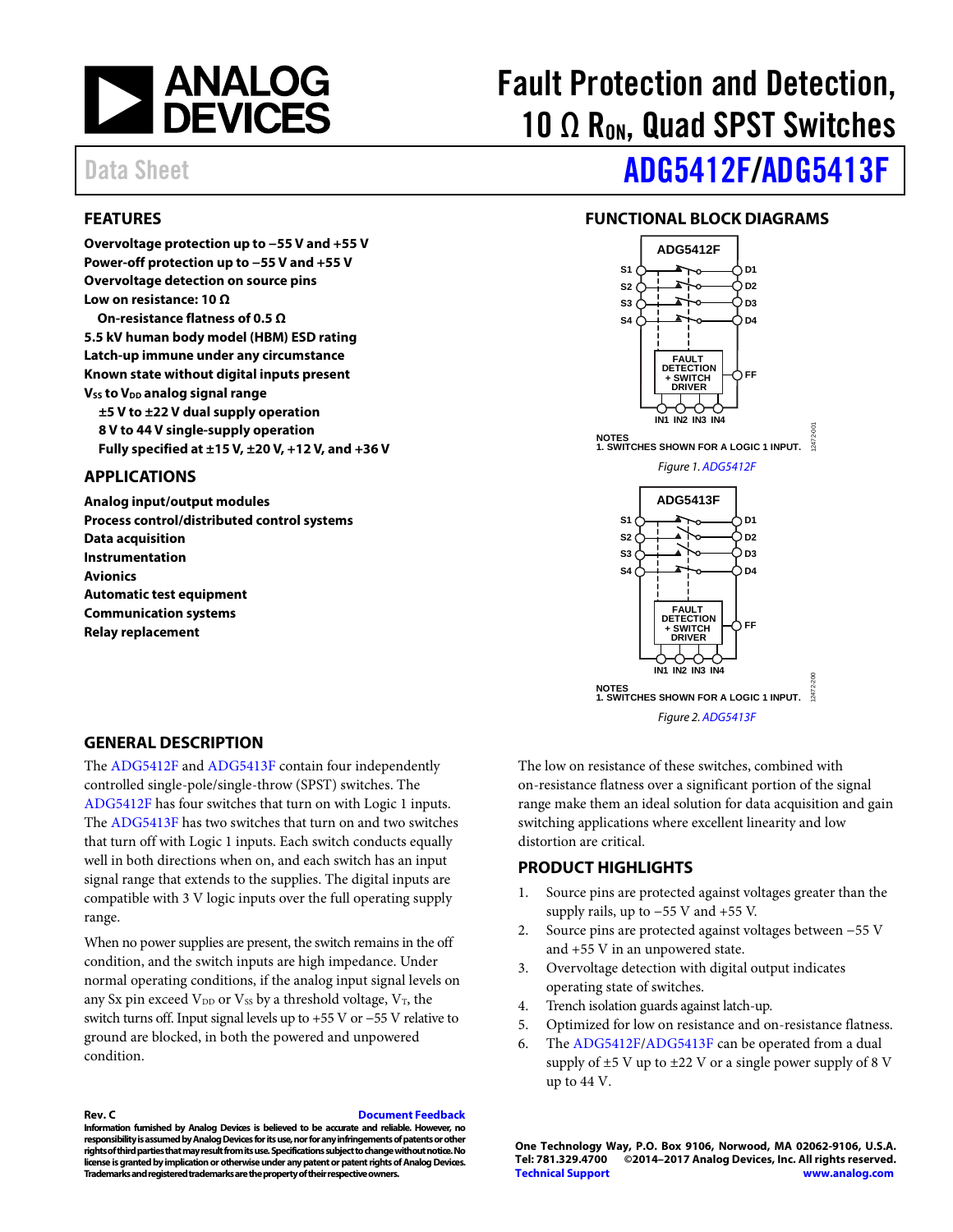# Fault Protection and Detection, 10 Ω $R_{ON}$, Quad SPST Switches

Data Sheet

## ADG5412F/ADG5413F

## FEATURES

**Overvoltage protection up to −55 V and +55 V**
**Power-off protection up to −55 V and +55 V**
**Overvoltage detection on source pins**
**Low on resistance: 10 Ω**
**On-resistance flatness of 0.5 Ω**
**5.5 kV human body model (HBM) ESD rating**
**Latch-up immune under any circumstance**
**Known state without digital inputs present**
**$V_{SS}$ to $V_{DD}$ analog signal range**
**±5 V to ±22 V dual supply operation**
**8 V to 44 V single-supply operation**
**Fully specified at ±15 V, ±20 V, +12 V, and +36 V**

## APPLICATIONS

**Analog input/output modules**
**Process control/distributed control systems**
**Data acquisition**
**Instrumentation**
**Avionics**
**Automatic test equipment**
**Communication systems**
**Relay replacement**

## FUNCTIONAL BLOCK DIAGRAMS

NOTES
1. SWITCHES SHOWN FOR A LOGIC 1 INPUT.

*Figure 1. ADG5412F*

NOTES
1. SWITCHES SHOWN FOR A LOGIC 1 INPUT.

*Figure 2. ADG5413F*

## GENERAL DESCRIPTION

The ADG5412F and ADG5413F contain four independently controlled single-pole/single-throw (SPST) switches. The ADG5412F has four switches that turn on with Logic 1 inputs. The ADG5413F has two switches that turn on and two switches that turn off with Logic 1 inputs. Each switch conducts equally well in both directions when on, and each switch has an input signal range that extends to the supplies. The digital inputs are compatible with 3 V logic inputs over the full operating supply range.

When no power supplies are present, the switch remains in the off condition, and the switch inputs are high impedance. Under normal operating conditions, if the analog input signal levels on any Sx pin exceed $V_{DD}$ or $V_{SS}$ by a threshold voltage, $V_T$, the switch turns off. Input signal levels up to +55 V or −55 V relative to ground are blocked, in both the powered and unpowered condition.

The low on resistance of these switches, combined with on-resistance flatness over a significant portion of the signal range make them an ideal solution for data acquisition and gain switching applications where excellent linearity and low distortion are critical.

## PRODUCT HIGHLIGHTS

1. Source pins are protected against voltages greater than the supply rails, up to −55 V and +55 V.
2. Source pins are protected against voltages between −55 V and +55 V in an unpowered state.
3. Overvoltage detection with digital output indicates operating state of switches.
4. Trench isolation guards against latch-up.
5. Optimized for low on resistance and on-resistance flatness.
6. The ADG5412F/ADG5413F can be operated from a dual supply of ±5 V up to ±22 V or a single power supply of 8 V up to 44 V.

**Rev. C** Document Feedback
**Information furnished by Analog Devices is believed to be accurate and reliable. However, no responsibility is assumed by Analog Devices for its use, nor for any infringements of patents or other rights of third parties that may result from its use. Specifications subject to change without notice. No license is granted by implication or otherwise under any patent or patent rights of Analog Devices. Trademarks and registered trademarks are the property of their respective owners.**

**One Technology Way, P.O. Box 9106, Norwood, MA 02062-9106, U.S.A.**
**Tel: 781.329.4700 ©2014–2017 Analog Devices, Inc. All rights reserved.**
**Technical Support www.analog.com**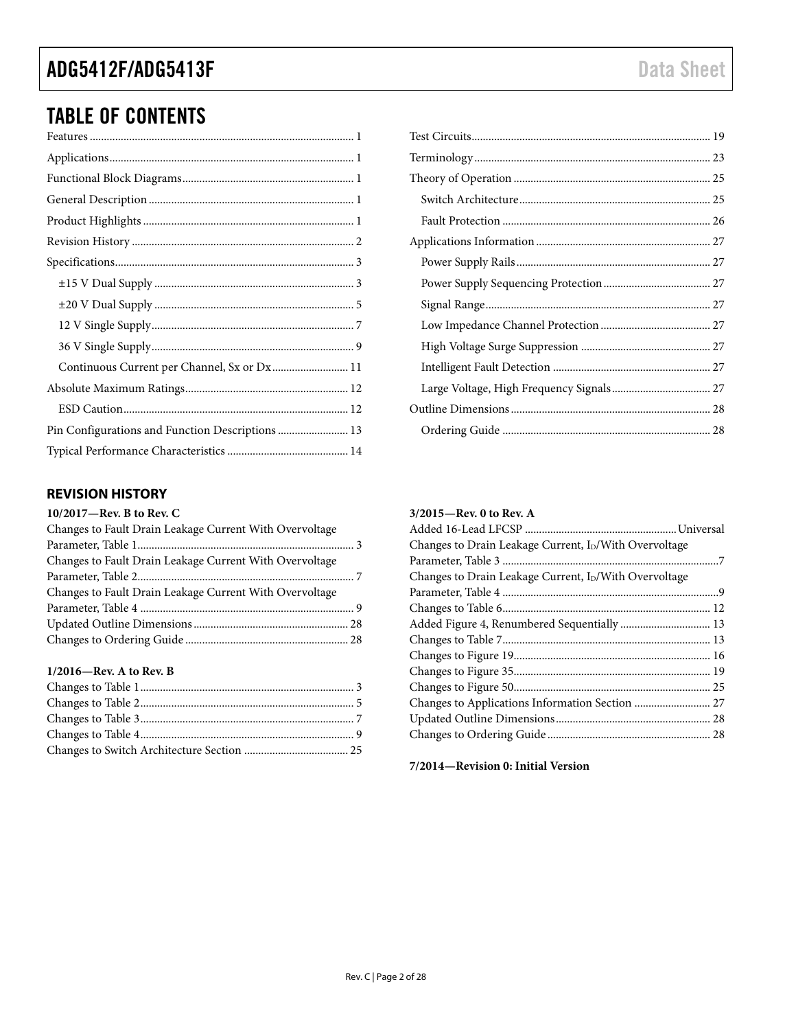## TABLE OF CONTENTS

Features ... 1
Applications ... 1
Functional Block Diagrams ... 1
General Description ... 1
Product Highlights ... 1
Revision History ... 2
Specifications ... 3
  ±15 V Dual Supply ... 3
  ±20 V Dual Supply ... 5
  12 V Single Supply ... 7
  36 V Single Supply ... 9
  Continuous Current per Channel, Sx or Dx ... 11
Absolute Maximum Ratings ... 12
  ESD Caution ... 12
Pin Configurations and Function Descriptions ... 13
Typical Performance Characteristics ... 14
Test Circuits ... 19
Terminology ... 23
Theory of Operation ... 25
  Switch Architecture ... 25
  Fault Protection ... 26
Applications Information ... 27
  Power Supply Rails ... 27
  Power Supply Sequencing Protection ... 27
  Signal Range ... 27
  Low Impedance Channel Protection ... 27
  High Voltage Surge Suppression ... 27
  Intelligent Fault Detection ... 27
  Large Voltage, High Frequency Signals ... 27
Outline Dimensions ... 28
  Ordering Guide ... 28

### REVISION HISTORY

**10/2017—Rev. B to Rev. C**

Changes to Fault Drain Leakage Current With Overvoltage Parameter, Table 1 ... 3
Changes to Fault Drain Leakage Current With Overvoltage Parameter, Table 2 ... 7
Changes to Fault Drain Leakage Current With Overvoltage Parameter, Table 4 ... 9
Updated Outline Dimensions ... 28
Changes to Ordering Guide ... 28

**1/2016—Rev. A to Rev. B**

Changes to Table 1 ... 3
Changes to Table 2 ... 5
Changes to Table 3 ... 7
Changes to Table 4 ... 9
Changes to Switch Architecture Section ... 25

**3/2015—Rev. 0 to Rev. A**

Added 16-Lead LFCSP ... Universal
Changes to Drain Leakage Current, $I_D$/With Overvoltage Parameter, Table 3 ... 7
Changes to Drain Leakage Current, $I_D$/With Overvoltage Parameter, Table 4 ... 9
Changes to Table 6 ... 12
Added Figure 4, Renumbered Sequentially ... 13
Changes to Table 7 ... 13
Changes to Figure 19 ... 16
Changes to Figure 35 ... 19
Changes to Figure 50 ... 25
Changes to Applications Information Section ... 27
Updated Outline Dimensions ... 28
Changes to Ordering Guide ... 28

**7/2014—Revision 0: Initial Version**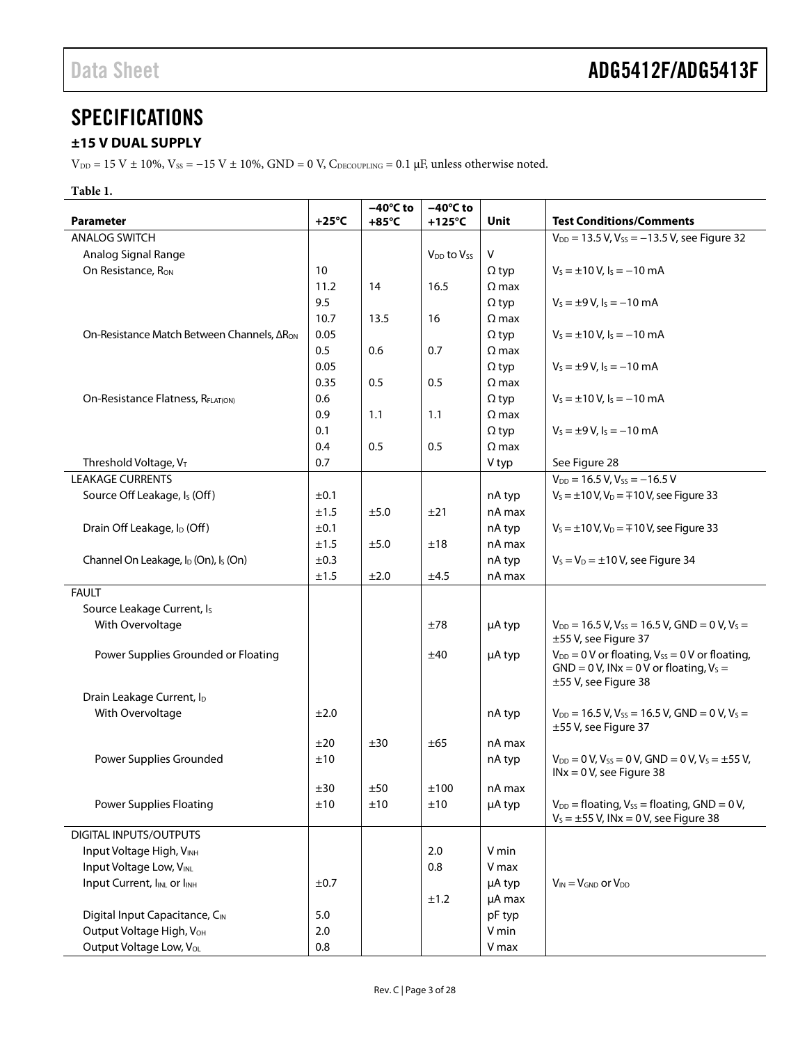# SPECIFICATIONS

## ±15 V DUAL SUPPLY

$V_{DD}$ = 15 V ± 10%, $V_{SS}$ = −15 V ± 10%, GND = 0 V, $C_{DECOUPLING}$ = 0.1 μF, unless otherwise noted.

**Table 1.**

| Parameter | +25°C | −40°C to +85°C | −40°C to +125°C | Unit | Test Conditions/Comments |
|---|---|---|---|---|---|
| ANALOG SWITCH | | | | | $V_{DD}$ = 13.5 V, $V_{SS}$ = −13.5 V, see Figure 32 |
| Analog Signal Range | | | $V_{DD}$ to $V_{SS}$ | V | |
| On Resistance, $R_{ON}$ | 10 | | | Ω typ | $V_S$ = ±10 V, $I_S$ = −10 mA |
| | 11.2 | 14 | 16.5 | Ω max | |
| | 9.5 | | | Ω typ | $V_S$ = ±9 V, $I_S$ = −10 mA |
| | 10.7 | 13.5 | 16 | Ω max | |
| On-Resistance Match Between Channels, $\Delta R_{ON}$ | 0.05 | | | Ω typ | $V_S$ = ±10 V, $I_S$ = −10 mA |
| | 0.5 | 0.6 | 0.7 | Ω max | |
| | 0.05 | | | Ω typ | $V_S$ = ±9 V, $I_S$ = −10 mA |
| | 0.35 | 0.5 | 0.5 | Ω max | |
| On-Resistance Flatness, $R_{FLAT(ON)}$ | 0.6 | | | Ω typ | $V_S$ = ±10 V, $I_S$ = −10 mA |
| | 0.9 | 1.1 | 1.1 | Ω max | |
| | 0.1 | | | Ω typ | $V_S$ = ±9 V, $I_S$ = −10 mA |
| | 0.4 | 0.5 | 0.5 | Ω max | |
| Threshold Voltage, $V_T$ | 0.7 | | | V typ | See Figure 28 |
| LEAKAGE CURRENTS | | | | | $V_{DD}$ = 16.5 V, $V_{SS}$ = −16.5 V |
| Source Off Leakage, $I_S$ (Off) | ±0.1 | | | nA typ | $V_S$ = ±10 V, $V_D$ = ∓10 V, see Figure 33 |
| | ±1.5 | ±5.0 | ±21 | nA max | |
| Drain Off Leakage, $I_D$ (Off) | ±0.1 | | | nA typ | $V_S$ = ±10 V, $V_D$ = ∓10 V, see Figure 33 |
| | ±1.5 | ±5.0 | ±18 | nA max | |
| Channel On Leakage, $I_D$ (On), $I_S$ (On) | ±0.3 | | | nA typ | $V_S$ = $V_D$ = ±10 V, see Figure 34 |
| | ±1.5 | ±2.0 | ±4.5 | nA max | |
| FAULT | | | | | |
| Source Leakage Current, $I_S$ | | | | | |
| With Overvoltage | | | ±78 | μA typ | $V_{DD}$ = 16.5 V, $V_{SS}$ = 16.5 V, GND = 0 V, $V_S$ = ±55 V, see Figure 37 |
| Power Supplies Grounded or Floating | | | ±40 | μA typ | $V_{DD}$ = 0 V or floating, $V_{SS}$ = 0 V or floating, GND = 0 V, INx = 0 V or floating, $V_S$ = ±55 V, see Figure 38 |
| Drain Leakage Current, $I_D$ | | | | | |
| With Overvoltage | ±2.0 | | | nA typ | $V_{DD}$ = 16.5 V, $V_{SS}$ = 16.5 V, GND = 0 V, $V_S$ = ±55 V, see Figure 37 |
| | ±20 | ±30 | ±65 | nA max | |
| Power Supplies Grounded | ±10 | | | nA typ | $V_{DD}$ = 0 V, $V_{SS}$ = 0 V, GND = 0 V, $V_S$ = ±55 V, INx = 0 V, see Figure 38 |
| | ±30 | ±50 | ±100 | nA max | |
| Power Supplies Floating | ±10 | ±10 | ±10 | μA typ | $V_{DD}$ = floating, $V_{SS}$ = floating, GND = 0 V, $V_S$ = ±55 V, INx = 0 V, see Figure 38 |
| DIGITAL INPUTS/OUTPUTS | | | | | |
| Input Voltage High, $V_{INH}$ | | | 2.0 | V min | |
| Input Voltage Low, $V_{INL}$ | | | 0.8 | V max | |
| Input Current, $I_{INL}$ or $I_{INH}$ | ±0.7 | | | μA typ | $V_{IN}$ = $V_{GND}$ or $V_{DD}$ |
| | | | ±1.2 | μA max | |
| Digital Input Capacitance, $C_{IN}$ | 5.0 | | | pF typ | |
| Output Voltage High, $V_{OH}$ | 2.0 | | | V min | |
| Output Voltage Low, $V_{OL}$ | 0.8 | | | V max | |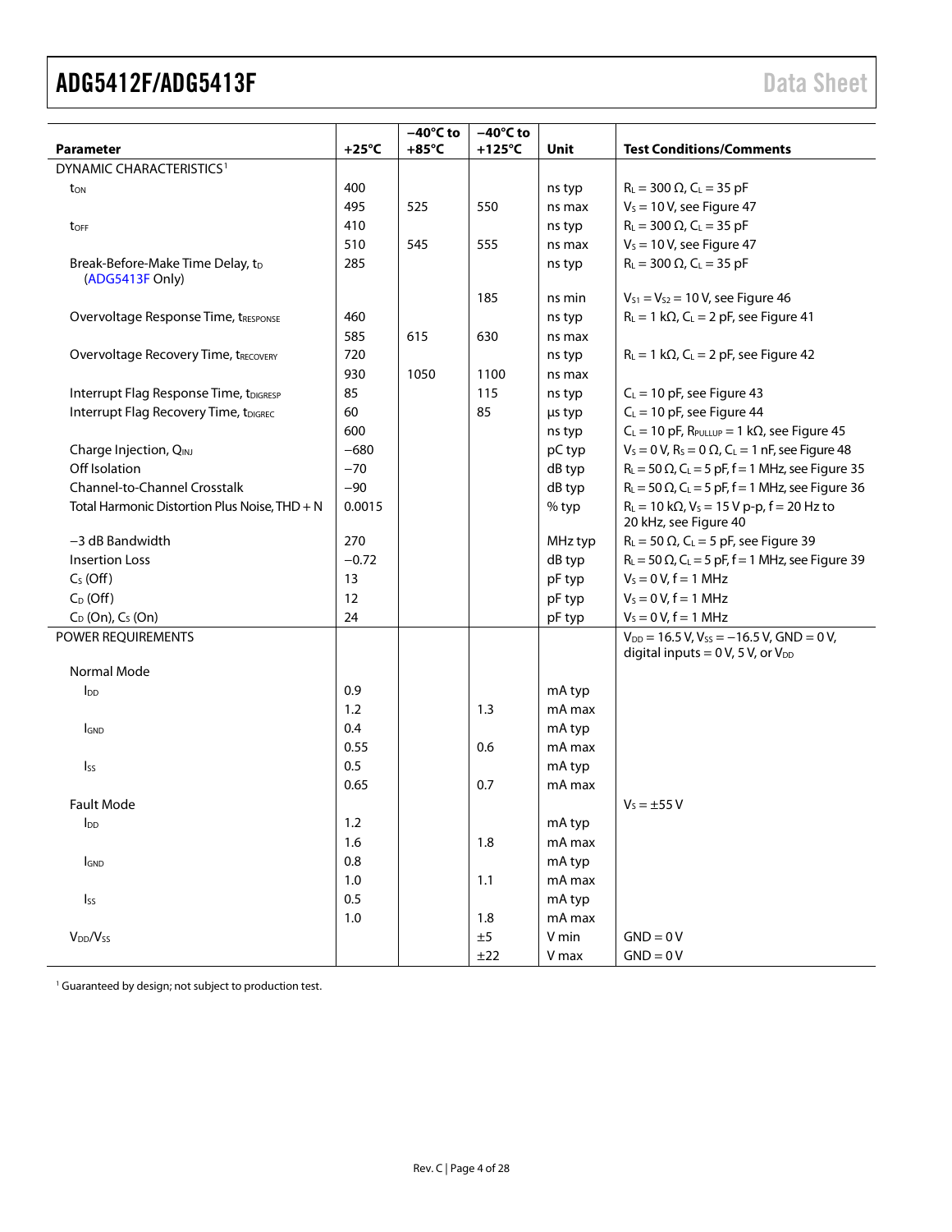| Parameter | +25°C | −40°C to +85°C | −40°C to +125°C | Unit | Test Conditions/Comments |
|---|---|---|---|---|---|
| DYNAMIC CHARACTERISTICS[1] | | | | | |
| $t_{ON}$ | 400 | | | ns typ | $R_L$ = 300 Ω, $C_L$ = 35 pF |
| | 495 | 525 | 550 | ns max | $V_S$ = 10 V, see Figure 47 |
| $t_{OFF}$ | 410 | | | ns typ | $R_L$ = 300 Ω, $C_L$ = 35 pF |
| | 510 | 545 | 555 | ns max | $V_S$ = 10 V, see Figure 47 |
| Break-Before-Make Time Delay, $t_D$ (ADG5413F Only) | 285 | | | ns typ | $R_L$ = 300 Ω, $C_L$ = 35 pF |
| | | | 185 | ns min | $V_{S1}$ = $V_{S2}$ = 10 V, see Figure 46 |
| Overvoltage Response Time, $t_{RESPONSE}$ | 460 | | | ns typ | $R_L$ = 1 kΩ, $C_L$ = 2 pF, see Figure 41 |
| | 585 | 615 | 630 | ns max | |
| Overvoltage Recovery Time, $t_{RECOVERY}$ | 720 | | | ns typ | $R_L$ = 1 kΩ, $C_L$ = 2 pF, see Figure 42 |
| | 930 | 1050 | 1100 | ns max | |
| Interrupt Flag Response Time, $t_{DIGRESP}$ | 85 | | 115 | ns typ | $C_L$ = 10 pF, see Figure 43 |
| Interrupt Flag Recovery Time, $t_{DIGREC}$ | 60 | | 85 | µs typ | $C_L$ = 10 pF, see Figure 44 |
| | 600 | | | ns typ | $C_L$ = 10 pF, $R_{PULLUP}$ = 1 kΩ, see Figure 45 |
| Charge Injection, $Q_{INJ}$ | −680 | | | pC typ | $V_S$ = 0 V, $R_S$ = 0 Ω, $C_L$ = 1 nF, see Figure 48 |
| Off Isolation | −70 | | | dB typ | $R_L$ = 50 Ω, $C_L$ = 5 pF, f = 1 MHz, see Figure 35 |
| Channel-to-Channel Crosstalk | −90 | | | dB typ | $R_L$ = 50 Ω, $C_L$ = 5 pF, f = 1 MHz, see Figure 36 |
| Total Harmonic Distortion Plus Noise, THD + N | 0.0015 | | | % typ | $R_L$ = 10 kΩ, $V_S$ = 15 V p-p, f = 20 Hz to 20 kHz, see Figure 40 |
| −3 dB Bandwidth | 270 | | | MHz typ | $R_L$ = 50 Ω, $C_L$ = 5 pF, see Figure 39 |
| Insertion Loss | −0.72 | | | dB typ | $R_L$ = 50 Ω, $C_L$ = 5 pF, f = 1 MHz, see Figure 39 |
| $C_S$ (Off) | 13 | | | pF typ | $V_S$ = 0 V, f = 1 MHz |
| $C_D$ (Off) | 12 | | | pF typ | $V_S$ = 0 V, f = 1 MHz |
| $C_D$ (On), $C_S$ (On) | 24 | | | pF typ | $V_S$ = 0 V, f = 1 MHz |
| POWER REQUIREMENTS | | | | | $V_{DD}$ = 16.5 V, $V_{SS}$ = −16.5 V, GND = 0 V, digital inputs = 0 V, 5 V, or $V_{DD}$ |
| Normal Mode | | | | | |
| $I_{DD}$ | 0.9 | | | mA typ | |
| | 1.2 | | 1.3 | mA max | |
| $I_{GND}$ | 0.4 | | | mA typ | |
| | 0.55 | | 0.6 | mA max | |
| $I_{SS}$ | 0.5 | | | mA typ | |
| | 0.65 | | 0.7 | mA max | |
| Fault Mode | | | | | $V_S$ = ±55 V |
| $I_{DD}$ | 1.2 | | | mA typ | |
| | 1.6 | | 1.8 | mA max | |
| $I_{GND}$ | 0.8 | | | mA typ | |
| | 1.0 | | 1.1 | mA max | |
| $I_{SS}$ | 0.5 | | | mA typ | |
| | 1.0 | | 1.8 | mA max | |
| $V_{DD}/V_{SS}$ | | | ±5 | V min | GND = 0 V |
| | | | ±22 | V max | GND = 0 V |

[1] Guaranteed by design; not subject to production test.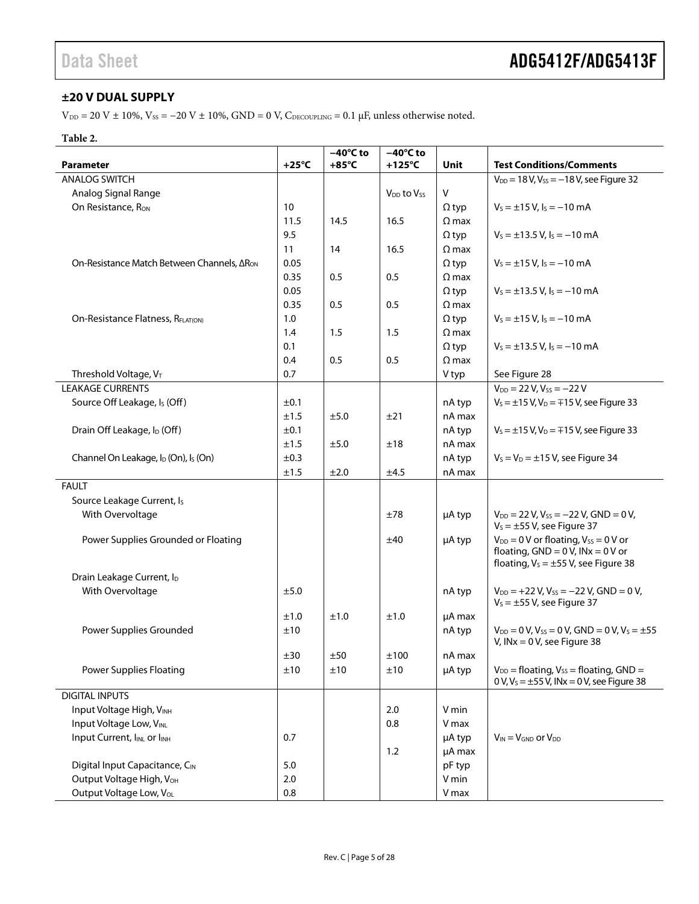## ±20 V DUAL SUPPLY

$V_{DD}$ = 20 V ± 10%, $V_{SS}$ = −20 V ± 10%, GND = 0 V, $C_{DECOUPLING}$ = 0.1 μF, unless otherwise noted.

**Table 2.**

| Parameter | +25°C | −40°C to +85°C | −40°C to +125°C | Unit | Test Conditions/Comments |
|---|---|---|---|---|---|
| ANALOG SWITCH | | | | | $V_{DD}$ = 18 V, $V_{SS}$ = −18 V, see Figure 32 |
| Analog Signal Range | | | $V_{DD}$ to $V_{SS}$ | V | |
| On Resistance, $R_{ON}$ | 10 | | | Ω typ | $V_S$ = ±15 V, $I_S$ = −10 mA |
| | 11.5 | 14.5 | 16.5 | Ω max | |
| | 9.5 | | | Ω typ | $V_S$ = ±13.5 V, $I_S$ = −10 mA |
| | 11 | 14 | 16.5 | Ω max | |
| On-Resistance Match Between Channels, $\Delta R_{ON}$ | 0.05 | | | Ω typ | $V_S$ = ±15 V, $I_S$ = −10 mA |
| | 0.35 | 0.5 | 0.5 | Ω max | |
| | 0.05 | | | Ω typ | $V_S$ = ±13.5 V, $I_S$ = −10 mA |
| | 0.35 | 0.5 | 0.5 | Ω max | |
| On-Resistance Flatness, $R_{FLAT(ON)}$ | 1.0 | | | Ω typ | $V_S$ = ±15 V, $I_S$ = −10 mA |
| | 1.4 | 1.5 | 1.5 | Ω max | |
| | 0.1 | | | Ω typ | $V_S$ = ±13.5 V, $I_S$ = −10 mA |
| | 0.4 | 0.5 | 0.5 | Ω max | |
| Threshold Voltage, $V_T$ | 0.7 | | | V typ | See Figure 28 |
| LEAKAGE CURRENTS | | | | | $V_{DD}$ = 22 V, $V_{SS}$ = −22 V |
| Source Off Leakage, $I_S$ (Off) | ±0.1 | | | nA typ | $V_S$ = ±15 V, $V_D$ = ∓15 V, see Figure 33 |
| | ±1.5 | ±5.0 | ±21 | nA max | |
| Drain Off Leakage, $I_D$ (Off) | ±0.1 | | | nA typ | $V_S$ = ±15 V, $V_D$ = ∓15 V, see Figure 33 |
| | ±1.5 | ±5.0 | ±18 | nA max | |
| Channel On Leakage, $I_D$ (On), $I_S$ (On) | ±0.3 | | | nA typ | $V_S$ = $V_D$ = ±15 V, see Figure 34 |
| | ±1.5 | ±2.0 | ±4.5 | nA max | |
| FAULT | | | | | |
| Source Leakage Current, $I_S$ | | | | | |
| With Overvoltage | | | ±78 | μA typ | $V_{DD}$ = 22 V, $V_{SS}$ = −22 V, GND = 0 V, $V_S$ = ±55 V, see Figure 37 |
| Power Supplies Grounded or Floating | | | ±40 | μA typ | $V_{DD}$ = 0 V or floating, $V_{SS}$ = 0 V or floating, GND = 0 V, INx = 0 V or floating, $V_S$ = ±55 V, see Figure 38 |
| Drain Leakage Current, $I_D$ | | | | | |
| With Overvoltage | ±5.0 | | | nA typ | $V_{DD}$ = +22 V, $V_{SS}$ = −22 V, GND = 0 V, $V_S$ = ±55 V, see Figure 37 |
| | ±1.0 | ±1.0 | ±1.0 | μA max | |
| Power Supplies Grounded | ±10 | | | nA typ | $V_{DD}$ = 0 V, $V_{SS}$ = 0 V, GND = 0 V, $V_S$ = ±55 V, INx = 0 V, see Figure 38 |
| | ±30 | ±50 | ±100 | nA max | |
| Power Supplies Floating | ±10 | ±10 | ±10 | μA typ | $V_{DD}$ = floating, $V_{SS}$ = floating, GND = 0 V, $V_S$ = ±55 V, INx = 0 V, see Figure 38 |
| DIGITAL INPUTS | | | | | |
| Input Voltage High, $V_{INH}$ | | | 2.0 | V min | |
| Input Voltage Low, $V_{INL}$ | | | 0.8 | V max | |
| Input Current, $I_{INL}$ or $I_{INH}$ | 0.7 | | | μA typ | $V_{IN}$ = $V_{GND}$ or $V_{DD}$ |
| | | | 1.2 | μA max | |
| Digital Input Capacitance, $C_{IN}$ | 5.0 | | | pF typ | |
| Output Voltage High, $V_{OH}$ | 2.0 | | | V min | |
| Output Voltage Low, $V_{OL}$ | 0.8 | | | V max | |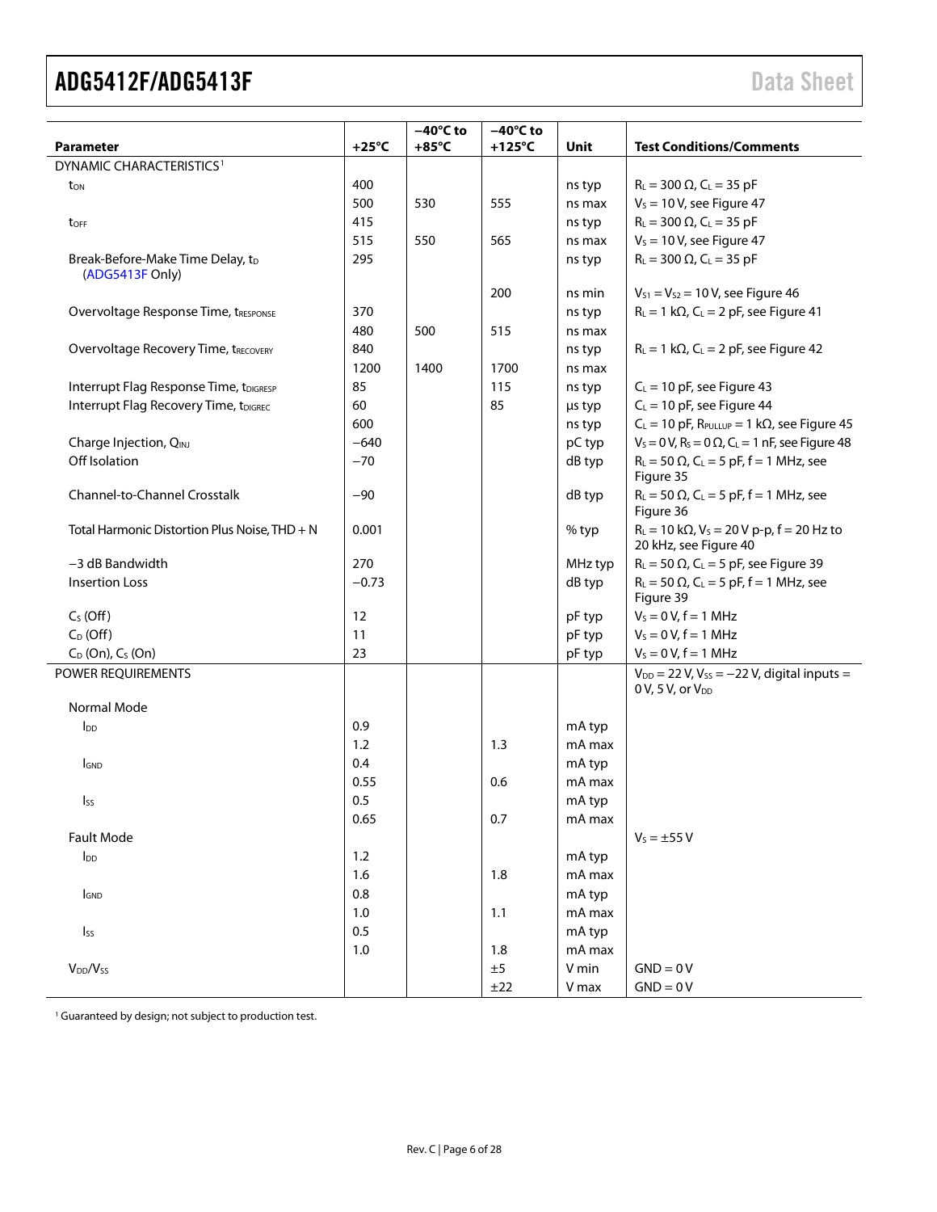| Parameter | +25°C | −40°C to +85°C | −40°C to +125°C | Unit | Test Conditions/Comments |
|---|---|---|---|---|---|
| DYNAMIC CHARACTERISTICS[1] | | | | | |
| $t_{ON}$ | 400 | | | ns typ | $R_L$ = 300 Ω, $C_L$ = 35 pF |
| | 500 | 530 | 555 | ns max | $V_S$ = 10 V, see Figure 47 |
| $t_{OFF}$ | 415 | | | ns typ | $R_L$ = 300 Ω, $C_L$ = 35 pF |
| | 515 | 550 | 565 | ns max | $V_S$ = 10 V, see Figure 47 |
| Break-Before-Make Time Delay, $t_D$ (ADG5413F Only) | 295 | | | ns typ | $R_L$ = 300 Ω, $C_L$ = 35 pF |
| | | | 200 | ns min | $V_{S1}$ = $V_{S2}$ = 10 V, see Figure 46 |
| Overvoltage Response Time, $t_{RESPONSE}$ | 370 | | | ns typ | $R_L$ = 1 kΩ, $C_L$ = 2 pF, see Figure 41 |
| | 480 | 500 | 515 | ns max | |
| Overvoltage Recovery Time, $t_{RECOVERY}$ | 840 | | | ns typ | $R_L$ = 1 kΩ, $C_L$ = 2 pF, see Figure 42 |
| | 1200 | 1400 | 1700 | ns max | |
| Interrupt Flag Response Time, $t_{DIGRESP}$ | 85 | | 115 | ns typ | $C_L$ = 10 pF, see Figure 43 |
| Interrupt Flag Recovery Time, $t_{DIGREC}$ | 60 | | 85 | µs typ | $C_L$ = 10 pF, see Figure 44 |
| | 600 | | | ns typ | $C_L$ = 10 pF, $R_{PULLUP}$ = 1 kΩ, see Figure 45 |
| Charge Injection, $Q_{INJ}$ | −640 | | | pC typ | $V_S$ = 0 V, $R_S$ = 0 Ω, $C_L$ = 1 nF, see Figure 48 |
| Off Isolation | −70 | | | dB typ | $R_L$ = 50 Ω, $C_L$ = 5 pF, f = 1 MHz, see Figure 35 |
| Channel-to-Channel Crosstalk | −90 | | | dB typ | $R_L$ = 50 Ω, $C_L$ = 5 pF, f = 1 MHz, see Figure 36 |
| Total Harmonic Distortion Plus Noise, THD + N | 0.001 | | | % typ | $R_L$ = 10 kΩ, $V_S$ = 20 V p-p, f = 20 Hz to 20 kHz, see Figure 40 |
| −3 dB Bandwidth | 270 | | | MHz typ | $R_L$ = 50 Ω, $C_L$ = 5 pF, see Figure 39 |
| Insertion Loss | −0.73 | | | dB typ | $R_L$ = 50 Ω, $C_L$ = 5 pF, f = 1 MHz, see Figure 39 |
| $C_S$ (Off) | 12 | | | pF typ | $V_S$ = 0 V, f = 1 MHz |
| $C_D$ (Off) | 11 | | | pF typ | $V_S$ = 0 V, f = 1 MHz |
| $C_D$ (On), $C_S$ (On) | 23 | | | pF typ | $V_S$ = 0 V, f = 1 MHz |
| POWER REQUIREMENTS | | | | | $V_{DD}$ = 22 V, $V_{SS}$ = −22 V, digital inputs = 0 V, 5 V, or $V_{DD}$ |
| Normal Mode | | | | | |
| $I_{DD}$ | 0.9 | | | mA typ | |
| | 1.2 | | 1.3 | mA max | |
| $I_{GND}$ | 0.4 | | | mA typ | |
| | 0.55 | | 0.6 | mA max | |
| $I_{SS}$ | 0.5 | | | mA typ | |
| | 0.65 | | 0.7 | mA max | |
| Fault Mode | | | | | $V_S$ = ±55 V |
| $I_{DD}$ | 1.2 | | | mA typ | |
| | 1.6 | | 1.8 | mA max | |
| $I_{GND}$ | 0.8 | | | mA typ | |
| | 1.0 | | 1.1 | mA max | |
| $I_{SS}$ | 0.5 | | | mA typ | |
| | 1.0 | | 1.8 | mA max | |
| $V_{DD}$/$V_{SS}$ | | | ±5 | V min | GND = 0 V |
| | | | ±22 | V max | GND = 0 V |

[1] Guaranteed by design; not subject to production test.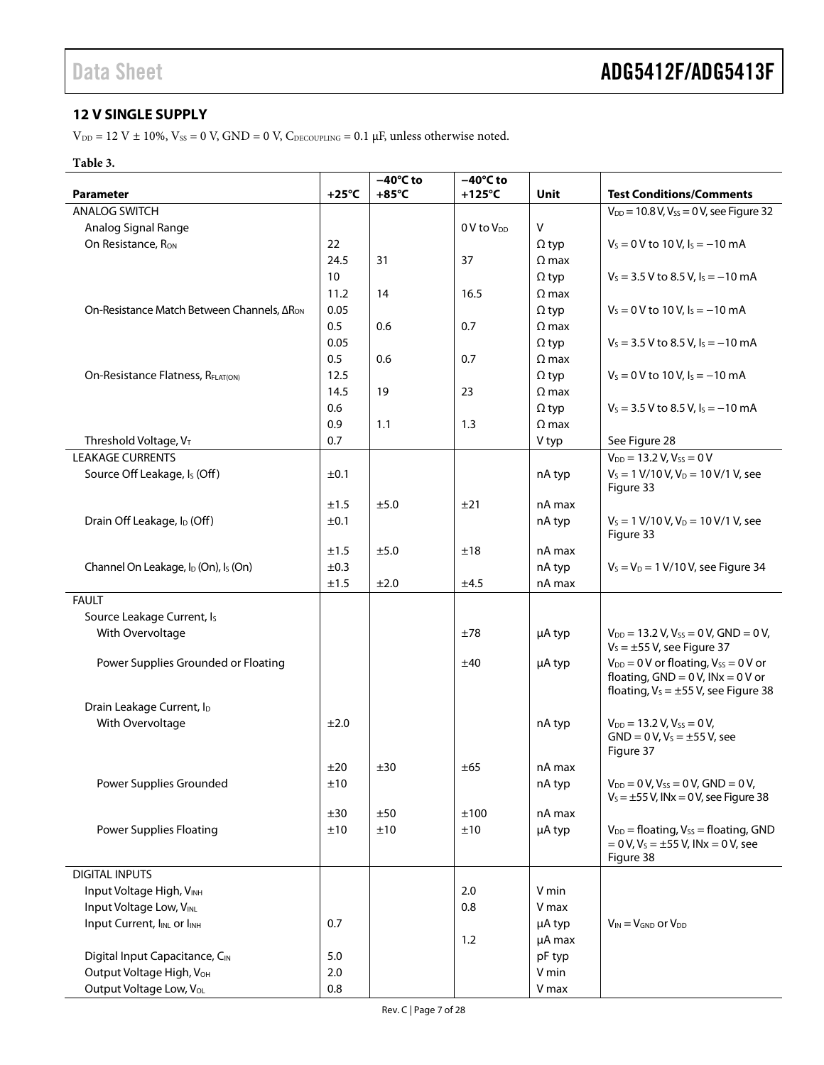## 12 V SINGLE SUPPLY

$V_{DD}$ = 12 V ± 10%, $V_{SS}$ = 0 V, GND = 0 V, $C_{DECOUPLING}$ = 0.1 μF, unless otherwise noted.

**Table 3.**

| Parameter | +25°C | −40°C to +85°C | −40°C to +125°C | Unit | Test Conditions/Comments |
|---|---|---|---|---|---|
| ANALOG SWITCH | | | | | $V_{DD}$ = 10.8 V, $V_{SS}$ = 0 V, see Figure 32 |
| Analog Signal Range | | | 0 V to $V_{DD}$ | V | |
| On Resistance, $R_{ON}$ | 22 | | | Ω typ | $V_S$ = 0 V to 10 V, $I_S$ = −10 mA |
| | 24.5 | 31 | 37 | Ω max | |
| | 10 | | | Ω typ | $V_S$ = 3.5 V to 8.5 V, $I_S$ = −10 mA |
| | 11.2 | 14 | 16.5 | Ω max | |
| On-Resistance Match Between Channels, $\Delta R_{ON}$ | 0.05 | | | Ω typ | $V_S$ = 0 V to 10 V, $I_S$ = −10 mA |
| | 0.5 | 0.6 | 0.7 | Ω max | |
| | 0.05 | | | Ω typ | $V_S$ = 3.5 V to 8.5 V, $I_S$ = −10 mA |
| | 0.5 | 0.6 | 0.7 | Ω max | |
| On-Resistance Flatness, $R_{FLAT(ON)}$ | 12.5 | | | Ω typ | $V_S$ = 0 V to 10 V, $I_S$ = −10 mA |
| | 14.5 | 19 | 23 | Ω max | |
| | 0.6 | | | Ω typ | $V_S$ = 3.5 V to 8.5 V, $I_S$ = −10 mA |
| | 0.9 | 1.1 | 1.3 | Ω max | |
| Threshold Voltage, $V_T$ | 0.7 | | | V typ | See Figure 28 |
| LEAKAGE CURRENTS | | | | | $V_{DD}$ = 13.2 V, $V_{SS}$ = 0 V |
| Source Off Leakage, $I_S$ (Off) | ±0.1 | | | nA typ | $V_S$ = 1 V/10 V, $V_D$ = 10 V/1 V, see Figure 33 |
| | ±1.5 | ±5.0 | ±21 | nA max | |
| Drain Off Leakage, $I_D$ (Off) | ±0.1 | | | nA typ | $V_S$ = 1 V/10 V, $V_D$ = 10 V/1 V, see Figure 33 |
| | ±1.5 | ±5.0 | ±18 | nA max | |
| Channel On Leakage, $I_D$ (On), $I_S$ (On) | ±0.3 | | | nA typ | $V_S$ = $V_D$ = 1 V/10 V, see Figure 34 |
| | ±1.5 | ±2.0 | ±4.5 | nA max | |
| FAULT | | | | | |
| Source Leakage Current, $I_S$ | | | | | |
| With Overvoltage | | | ±78 | μA typ | $V_{DD}$ = 13.2 V, $V_{SS}$ = 0 V, GND = 0 V, $V_S$ = ±55 V, see Figure 37 |
| Power Supplies Grounded or Floating | | | ±40 | μA typ | $V_{DD}$ = 0 V or floating, $V_{SS}$ = 0 V or floating, GND = 0 V, INx = 0 V or floating, $V_S$ = ±55 V, see Figure 38 |
| Drain Leakage Current, $I_D$ | | | | | |
| With Overvoltage | ±2.0 | | | nA typ | $V_{DD}$ = 13.2 V, $V_{SS}$ = 0 V, GND = 0 V, $V_S$ = ±55 V, see Figure 37 |
| | ±20 | ±30 | ±65 | nA max | |
| Power Supplies Grounded | ±10 | | | nA typ | $V_{DD}$ = 0 V, $V_{SS}$ = 0 V, GND = 0 V, $V_S$ = ±55 V, INx = 0 V, see Figure 38 |
| | ±30 | ±50 | ±100 | nA max | |
| Power Supplies Floating | ±10 | ±10 | ±10 | μA typ | $V_{DD}$ = floating, $V_{SS}$ = floating, GND = 0 V, $V_S$ = ±55 V, INx = 0 V, see Figure 38 |
| DIGITAL INPUTS | | | | | |
| Input Voltage High, $V_{INH}$ | | | 2.0 | V min | |
| Input Voltage Low, $V_{INL}$ | | | 0.8 | V max | |
| Input Current, $I_{INL}$ or $I_{INH}$ | 0.7 | | | μA typ | $V_{IN}$ = $V_{GND}$ or $V_{DD}$ |
| | | | 1.2 | μA max | |
| Digital Input Capacitance, $C_{IN}$ | 5.0 | | | pF typ | |
| Output Voltage High, $V_{OH}$ | 2.0 | | | V min | |
| Output Voltage Low, $V_{OL}$ | 0.8 | | | V max | |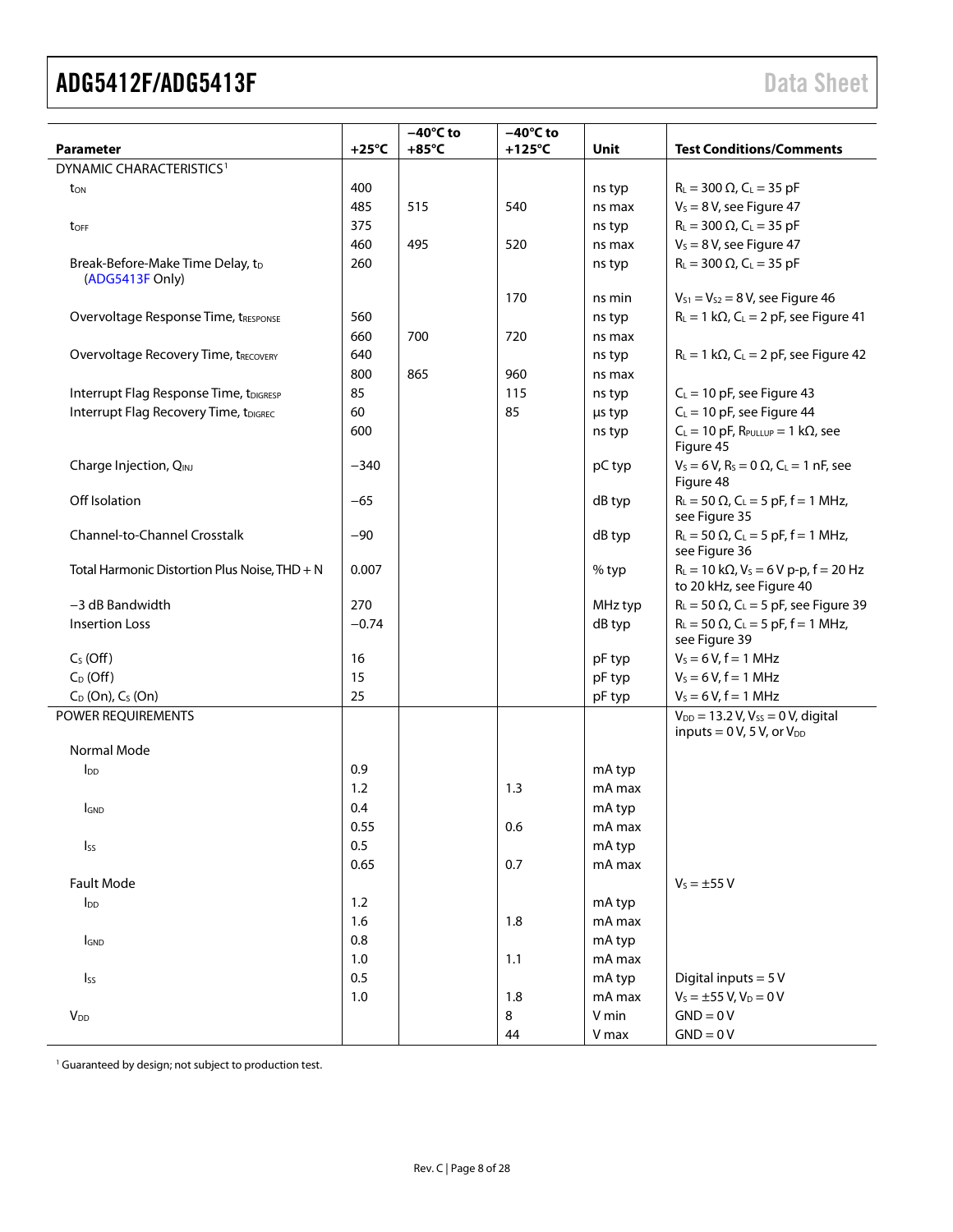| Parameter | +25°C | −40°C to +85°C | −40°C to +125°C | Unit | Test Conditions/Comments |
|---|---|---|---|---|---|
| DYNAMIC CHARACTERISTICS[1] | | | | | |
| $t_{ON}$ | 400 | | | ns typ | $R_L$ = 300 Ω, $C_L$ = 35 pF |
| | 485 | 515 | 540 | ns max | $V_S$ = 8 V, see Figure 47 |
| $t_{OFF}$ | 375 | | | ns typ | $R_L$ = 300 Ω, $C_L$ = 35 pF |
| | 460 | 495 | 520 | ns max | $V_S$ = 8 V, see Figure 47 |
| Break-Before-Make Time Delay, $t_D$ (ADG5413F Only) | 260 | | | ns typ | $R_L$ = 300 Ω, $C_L$ = 35 pF |
| | | | 170 | ns min | $V_{S1}$ = $V_{S2}$ = 8 V, see Figure 46 |
| Overvoltage Response Time, $t_{RESPONSE}$ | 560 | | | ns typ | $R_L$ = 1 kΩ, $C_L$ = 2 pF, see Figure 41 |
| | 660 | 700 | 720 | ns max | |
| Overvoltage Recovery Time, $t_{RECOVERY}$ | 640 | | | ns typ | $R_L$ = 1 kΩ, $C_L$ = 2 pF, see Figure 42 |
| | 800 | 865 | 960 | ns max | |
| Interrupt Flag Response Time, $t_{DIGRESP}$ | 85 | | 115 | ns typ | $C_L$ = 10 pF, see Figure 43 |
| Interrupt Flag Recovery Time, $t_{DIGREC}$ | 60 | | 85 | µs typ | $C_L$ = 10 pF, see Figure 44 |
| | 600 | | | ns typ | $C_L$ = 10 pF, $R_{PULLUP}$ = 1 kΩ, see Figure 45 |
| Charge Injection, $Q_{INJ}$ | −340 | | | pC typ | $V_S$ = 6 V, $R_S$ = 0 Ω, $C_L$ = 1 nF, see Figure 48 |
| Off Isolation | −65 | | | dB typ | $R_L$ = 50 Ω, $C_L$ = 5 pF, f = 1 MHz, see Figure 35 |
| Channel-to-Channel Crosstalk | −90 | | | dB typ | $R_L$ = 50 Ω, $C_L$ = 5 pF, f = 1 MHz, see Figure 36 |
| Total Harmonic Distortion Plus Noise, THD + N | 0.007 | | | % typ | $R_L$ = 10 kΩ, $V_S$ = 6 V p-p, f = 20 Hz to 20 kHz, see Figure 40 |
| −3 dB Bandwidth | 270 | | | MHz typ | $R_L$ = 50 Ω, $C_L$ = 5 pF, see Figure 39 |
| Insertion Loss | −0.74 | | | dB typ | $R_L$ = 50 Ω, $C_L$ = 5 pF, f = 1 MHz, see Figure 39 |
| $C_S$ (Off) | 16 | | | pF typ | $V_S$ = 6 V, f = 1 MHz |
| $C_D$ (Off) | 15 | | | pF typ | $V_S$ = 6 V, f = 1 MHz |
| $C_D$ (On), $C_S$ (On) | 25 | | | pF typ | $V_S$ = 6 V, f = 1 MHz |
| POWER REQUIREMENTS | | | | | $V_{DD}$ = 13.2 V, $V_{SS}$ = 0 V, digital inputs = 0 V, 5 V, or $V_{DD}$ |
| Normal Mode | | | | | |
| $I_{DD}$ | 0.9 | | | mA typ | |
| | 1.2 | | 1.3 | mA max | |
| $I_{GND}$ | 0.4 | | | mA typ | |
| | 0.55 | | 0.6 | mA max | |
| $I_{SS}$ | 0.5 | | | mA typ | |
| | 0.65 | | 0.7 | mA max | |
| Fault Mode | | | | | $V_S$ = ±55 V |
| $I_{DD}$ | 1.2 | | | mA typ | |
| | 1.6 | | 1.8 | mA max | |
| $I_{GND}$ | 0.8 | | | mA typ | |
| | 1.0 | | 1.1 | mA max | |
| $I_{SS}$ | 0.5 | | | mA typ | Digital inputs = 5 V |
| | 1.0 | | 1.8 | mA max | $V_S$ = ±55 V, $V_D$ = 0 V |
| $V_{DD}$ | | | 8 | V min | GND = 0 V |
| | | | 44 | V max | GND = 0 V |

[1] Guaranteed by design; not subject to production test.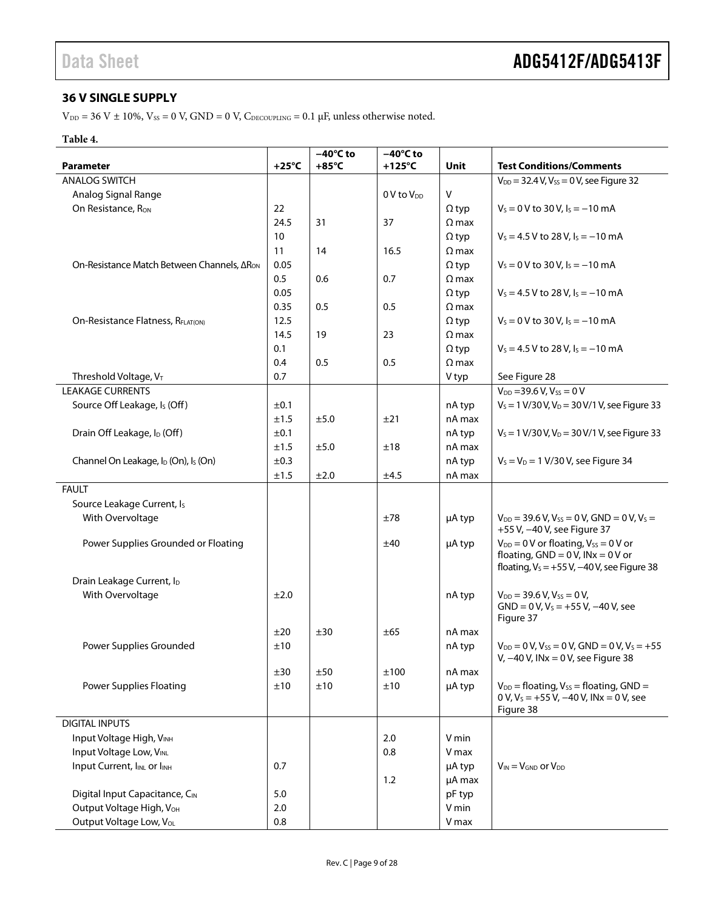## 36 V SINGLE SUPPLY

$V_{DD}$ = 36 V ± 10%, $V_{SS}$ = 0 V, GND = 0 V, $C_{DECOUPLING}$ = 0.1 µF, unless otherwise noted.

**Table 4.**

| Parameter | +25°C | −40°C to +85°C | −40°C to +125°C | Unit | Test Conditions/Comments |
|---|---|---|---|---|---|
| ANALOG SWITCH | | | | | $V_{DD}$ = 32.4 V, $V_{SS}$ = 0 V, see Figure 32 |
| Analog Signal Range | | | 0 V to $V_{DD}$ | V | |
| On Resistance, $R_{ON}$ | 22 | | | Ω typ | $V_S$ = 0 V to 30 V, $I_S$ = −10 mA |
| | 24.5 | 31 | 37 | Ω max | |
| | 10 | | | Ω typ | $V_S$ = 4.5 V to 28 V, $I_S$ = −10 mA |
| | 11 | 14 | 16.5 | Ω max | |
| On-Resistance Match Between Channels, $\Delta R_{ON}$ | 0.05 | | | Ω typ | $V_S$ = 0 V to 30 V, $I_S$ = −10 mA |
| | 0.5 | 0.6 | 0.7 | Ω max | |
| | 0.05 | | | Ω typ | $V_S$ = 4.5 V to 28 V, $I_S$ = −10 mA |
| | 0.35 | 0.5 | 0.5 | Ω max | |
| On-Resistance Flatness, $R_{FLAT(ON)}$ | 12.5 | | | Ω typ | $V_S$ = 0 V to 30 V, $I_S$ = −10 mA |
| | 14.5 | 19 | 23 | Ω max | |
| | 0.1 | | | Ω typ | $V_S$ = 4.5 V to 28 V, $I_S$ = −10 mA |
| | 0.4 | 0.5 | 0.5 | Ω max | |
| Threshold Voltage, $V_T$ | 0.7 | | | V typ | See Figure 28 |
| LEAKAGE CURRENTS | | | | | $V_{DD}$ = 39.6 V, $V_{SS}$ = 0 V |
| Source Off Leakage, $I_S$ (Off) | ±0.1 | | | nA typ | $V_S$ = 1 V/30 V, $V_D$ = 30 V/1 V, see Figure 33 |
| | ±1.5 | ±5.0 | ±21 | nA max | |
| Drain Off Leakage, $I_D$ (Off) | ±0.1 | | | nA typ | $V_S$ = 1 V/30 V, $V_D$ = 30 V/1 V, see Figure 33 |
| | ±1.5 | ±5.0 | ±18 | nA max | |
| Channel On Leakage, $I_D$ (On), $I_S$ (On) | ±0.3 | | | nA typ | $V_S$ = $V_D$ = 1 V/30 V, see Figure 34 |
| | ±1.5 | ±2.0 | ±4.5 | nA max | |
| FAULT | | | | | |
| Source Leakage Current, $I_S$ | | | | | |
| With Overvoltage | | | ±78 | µA typ | $V_{DD}$ = 39.6 V, $V_{SS}$ = 0 V, GND = 0 V, $V_S$ = +55 V, −40 V, see Figure 37 |
| Power Supplies Grounded or Floating | | | ±40 | µA typ | $V_{DD}$ = 0 V or floating, $V_{SS}$ = 0 V or floating, GND = 0 V, INx = 0 V or floating, $V_S$ = +55 V, −40 V, see Figure 38 |
| Drain Leakage Current, $I_D$ | | | | | |
| With Overvoltage | ±2.0 | | | nA typ | $V_{DD}$ = 39.6 V, $V_{SS}$ = 0 V, GND = 0 V, $V_S$ = +55 V, −40 V, see Figure 37 |
| | ±20 | ±30 | ±65 | nA max | |
| Power Supplies Grounded | ±10 | | | nA typ | $V_{DD}$ = 0 V, $V_{SS}$ = 0 V, GND = 0 V, $V_S$ = +55 V, −40 V, INx = 0 V, see Figure 38 |
| | ±30 | ±50 | ±100 | nA max | |
| Power Supplies Floating | ±10 | ±10 | ±10 | µA typ | $V_{DD}$ = floating, $V_{SS}$ = floating, GND = 0 V, $V_S$ = +55 V, −40 V, INx = 0 V, see Figure 38 |
| DIGITAL INPUTS | | | | | |
| Input Voltage High, $V_{INH}$ | | | 2.0 | V min | |
| Input Voltage Low, $V_{INL}$ | | | 0.8 | V max | |
| Input Current, $I_{INL}$ or $I_{INH}$ | 0.7 | | | µA typ | $V_{IN}$ = $V_{GND}$ or $V_{DD}$ |
| | | | 1.2 | µA max | |
| Digital Input Capacitance, $C_{IN}$ | 5.0 | | | pF typ | |
| Output Voltage High, $V_{OH}$ | 2.0 | | | V min | |
| Output Voltage Low, $V_{OL}$ | 0.8 | | | V max | |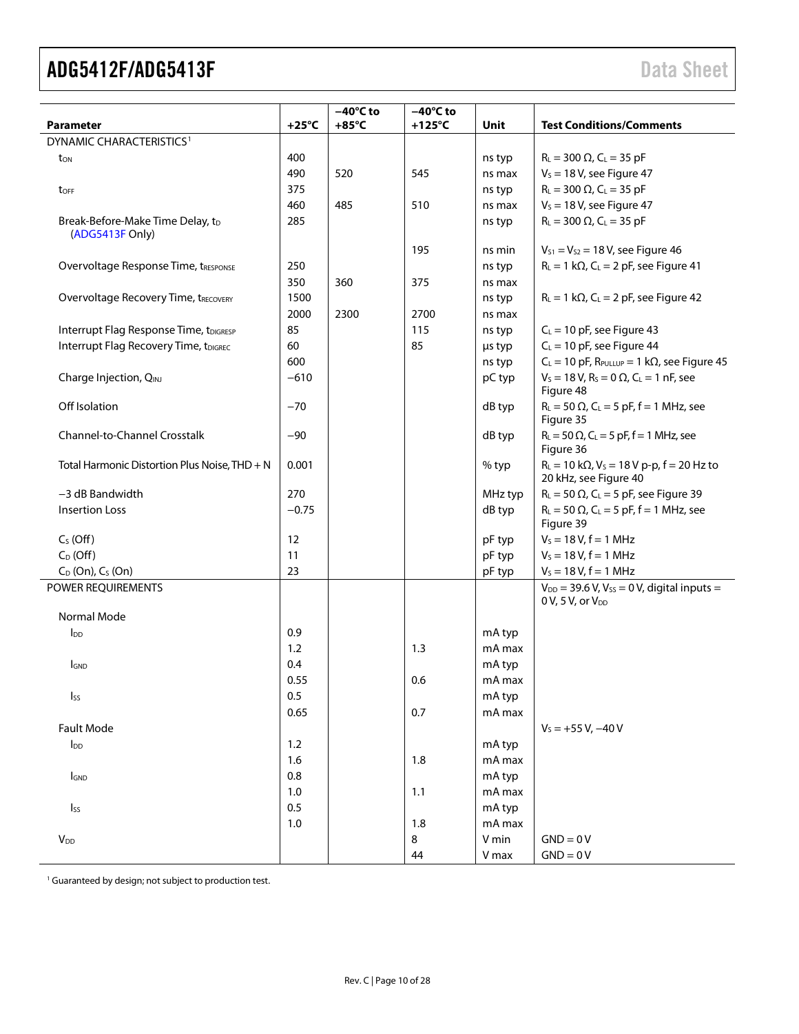| Parameter | +25°C | −40°C to +85°C | −40°C to +125°C | Unit | Test Conditions/Comments |
|---|---|---|---|---|---|
| DYNAMIC CHARACTERISTICS[1] | | | | | |
| $t_{ON}$ | 400 | | | ns typ | $R_L$ = 300 Ω, $C_L$ = 35 pF |
| | 490 | 520 | 545 | ns max | $V_S$ = 18 V, see Figure 47 |
| $t_{OFF}$ | 375 | | | ns typ | $R_L$ = 300 Ω, $C_L$ = 35 pF |
| | 460 | 485 | 510 | ns max | $V_S$ = 18 V, see Figure 47 |
| Break-Before-Make Time Delay, $t_D$ (ADG5413F Only) | 285 | | | ns typ | $R_L$ = 300 Ω, $C_L$ = 35 pF |
| | | | 195 | ns min | $V_{S1}$ = $V_{S2}$ = 18 V, see Figure 46 |
| Overvoltage Response Time, $t_{RESPONSE}$ | 250 | | | ns typ | $R_L$ = 1 kΩ, $C_L$ = 2 pF, see Figure 41 |
| | 350 | 360 | 375 | ns max | |
| Overvoltage Recovery Time, $t_{RECOVERY}$ | 1500 | | | ns typ | $R_L$ = 1 kΩ, $C_L$ = 2 pF, see Figure 42 |
| | 2000 | 2300 | 2700 | ns max | |
| Interrupt Flag Response Time, $t_{DIGRESP}$ | 85 | | 115 | ns typ | $C_L$ = 10 pF, see Figure 43 |
| Interrupt Flag Recovery Time, $t_{DIGREC}$ | 60 | | 85 | µs typ | $C_L$ = 10 pF, see Figure 44 |
| | 600 | | | ns typ | $C_L$ = 10 pF, $R_{PULLUP}$ = 1 kΩ, see Figure 45 |
| Charge Injection, $Q_{INJ}$ | −610 | | | pC typ | $V_S$ = 18 V, $R_S$ = 0 Ω, $C_L$ = 1 nF, see Figure 48 |
| Off Isolation | −70 | | | dB typ | $R_L$ = 50 Ω, $C_L$ = 5 pF, f = 1 MHz, see Figure 35 |
| Channel-to-Channel Crosstalk | −90 | | | dB typ | $R_L$ = 50 Ω, $C_L$ = 5 pF, f = 1 MHz, see Figure 36 |
| Total Harmonic Distortion Plus Noise, THD + N | 0.001 | | | % typ | $R_L$ = 10 kΩ, $V_S$ = 18 V p-p, f = 20 Hz to 20 kHz, see Figure 40 |
| −3 dB Bandwidth | 270 | | | MHz typ | $R_L$ = 50 Ω, $C_L$ = 5 pF, see Figure 39 |
| Insertion Loss | −0.75 | | | dB typ | $R_L$ = 50 Ω, $C_L$ = 5 pF, f = 1 MHz, see Figure 39 |
| $C_S$ (Off) | 12 | | | pF typ | $V_S$ = 18 V, f = 1 MHz |
| $C_D$ (Off) | 11 | | | pF typ | $V_S$ = 18 V, f = 1 MHz |
| $C_D$ (On), $C_S$ (On) | 23 | | | pF typ | $V_S$ = 18 V, f = 1 MHz |
| POWER REQUIREMENTS | | | | | $V_{DD}$ = 39.6 V, $V_{SS}$ = 0 V, digital inputs = 0 V, 5 V, or $V_{DD}$ |
| Normal Mode | | | | | |
| $I_{DD}$ | 0.9 | | | mA typ | |
| | 1.2 | | 1.3 | mA max | |
| $I_{GND}$ | 0.4 | | | mA typ | |
| | 0.55 | | 0.6 | mA max | |
| $I_{SS}$ | 0.5 | | | mA typ | |
| | 0.65 | | 0.7 | mA max | |
| Fault Mode | | | | | $V_S$ = +55 V, −40 V |
| $I_{DD}$ | 1.2 | | | mA typ | |
| | 1.6 | | 1.8 | mA max | |
| $I_{GND}$ | 0.8 | | | mA typ | |
| | 1.0 | | 1.1 | mA max | |
| $I_{SS}$ | 0.5 | | | mA typ | |
| | 1.0 | | 1.8 | mA max | |
| $V_{DD}$ | | | 8 | V min | GND = 0 V |
| | | | 44 | V max | GND = 0 V |

[1] Guaranteed by design; not subject to production test.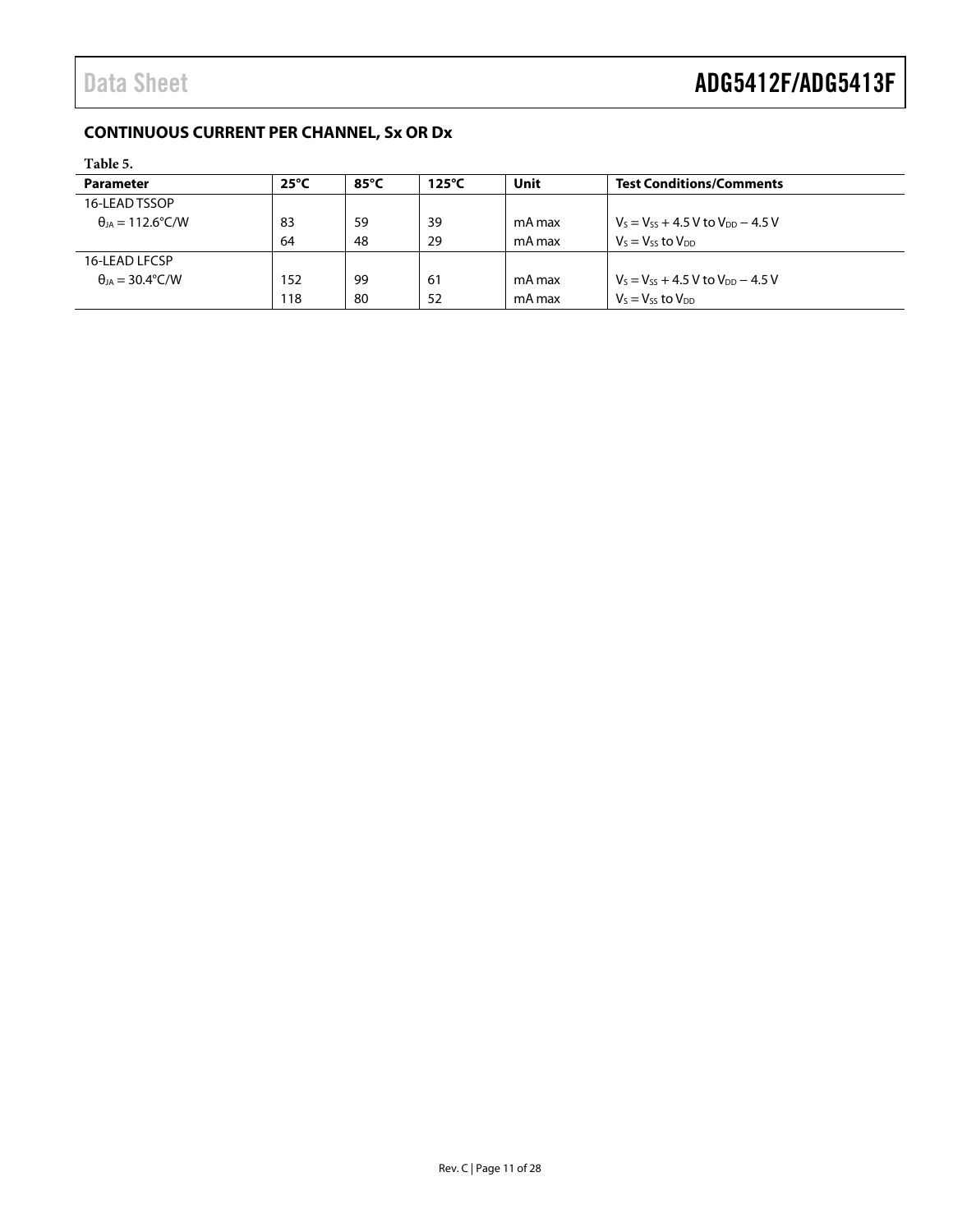## CONTINUOUS CURRENT PER CHANNEL, Sx OR Dx

Table 5.

| Parameter | 25°C | 85°C | 125°C | Unit | Test Conditions/Comments |
|---|---|---|---|---|---|
| 16-LEAD TSSOP | | | | | |
| $\theta_{JA}$ = 112.6°C/W | 83 | 59 | 39 | mA max | $V_S = V_{SS} + 4.5$ V to $V_{DD} - 4.5$ V |
| | 64 | 48 | 29 | mA max | $V_S = V_{SS}$ to $V_{DD}$ |
| 16-LEAD LFCSP | | | | | |
| $\theta_{JA}$ = 30.4°C/W | 152 | 99 | 61 | mA max | $V_S = V_{SS} + 4.5$ V to $V_{DD} - 4.5$ V |
| | 118 | 80 | 52 | mA max | $V_S = V_{SS}$ to $V_{DD}$ |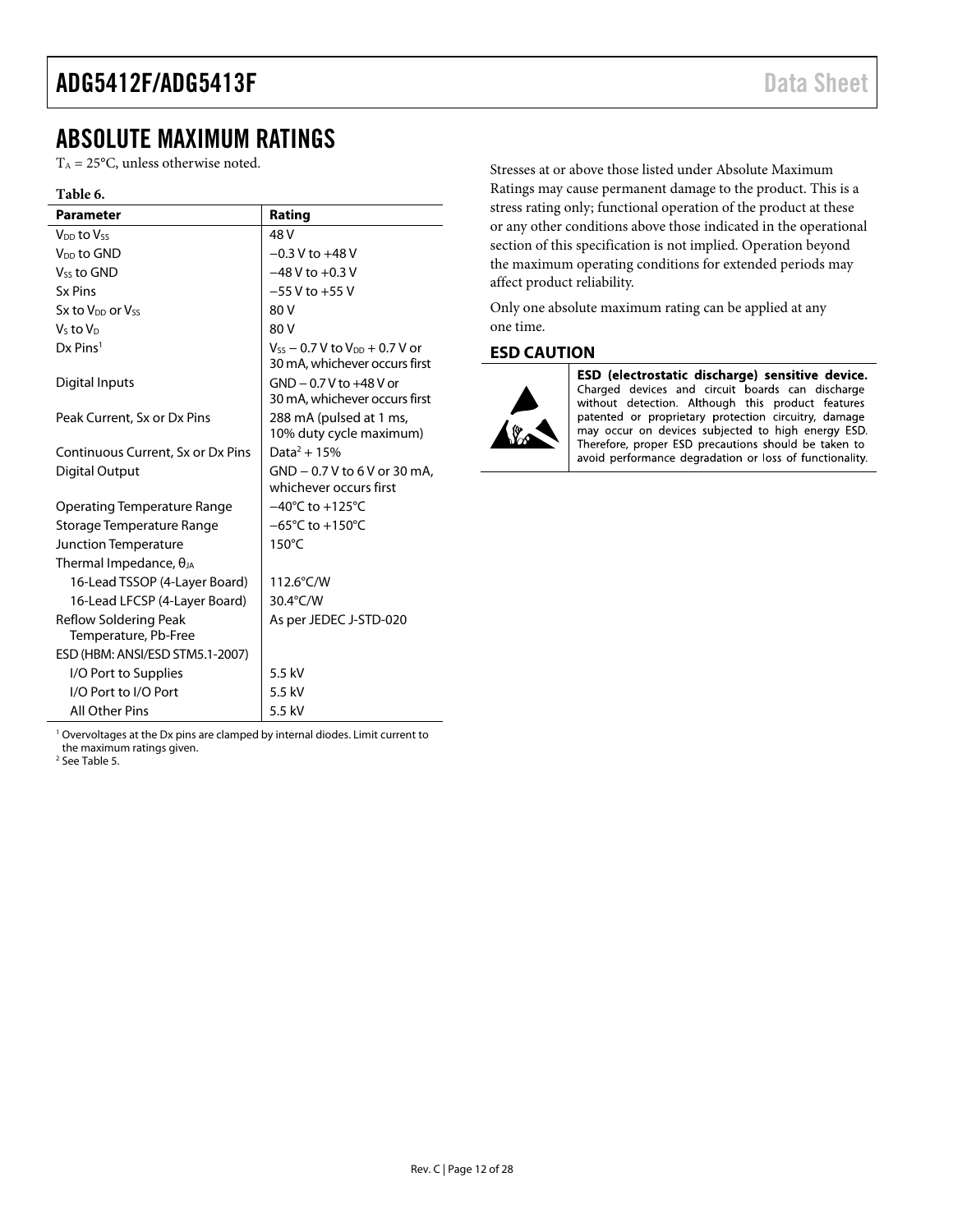## ABSOLUTE MAXIMUM RATINGS

$T_A = 25°C$, unless otherwise noted.

**Table 6.**

| Parameter | Rating |
|---|---|
| $V_{DD}$ to $V_{SS}$ | 48 V |
| $V_{DD}$ to GND | −0.3 V to +48 V |
| $V_{SS}$ to GND | −48 V to +0.3 V |
| Sx Pins | −55 V to +55 V |
| Sx to $V_{DD}$ or $V_{SS}$ | 80 V |
| $V_S$ to $V_D$ | 80 V |
| Dx Pins[1] | $V_{SS}$ − 0.7 V to $V_{DD}$ + 0.7 V or 30 mA, whichever occurs first |
| Digital Inputs | GND − 0.7 V to +48 V or 30 mA, whichever occurs first |
| Peak Current, Sx or Dx Pins | 288 mA (pulsed at 1 ms, 10% duty cycle maximum) |
| Continuous Current, Sx or Dx Pins | Data[2] + 15% |
| Digital Output | GND − 0.7 V to 6 V or 30 mA, whichever occurs first |
| Operating Temperature Range | −40°C to +125°C |
| Storage Temperature Range | −65°C to +150°C |
| Junction Temperature | 150°C |
| Thermal Impedance, $\theta_{JA}$ | |
| 16-Lead TSSOP (4-Layer Board) | 112.6°C/W |
| 16-Lead LFCSP (4-Layer Board) | 30.4°C/W |
| Reflow Soldering Peak Temperature, Pb-Free | As per JEDEC J-STD-020 |
| ESD (HBM: ANSI/ESD STM5.1-2007) | |
| I/O Port to Supplies | 5.5 kV |
| I/O Port to I/O Port | 5.5 kV |
| All Other Pins | 5.5 kV |

[1] Overvoltages at the Dx pins are clamped by internal diodes. Limit current to the maximum ratings given.
[2] See Table 5.

Stresses at or above those listed under Absolute Maximum Ratings may cause permanent damage to the product. This is a stress rating only; functional operation of the product at these or any other conditions above those indicated in the operational section of this specification is not implied. Operation beyond the maximum operating conditions for extended periods may affect product reliability.

Only one absolute maximum rating can be applied at any one time.

### ESD CAUTION

**ESD (electrostatic discharge) sensitive device.** Charged devices and circuit boards can discharge without detection. Although this product features patented or proprietary protection circuitry, damage may occur on devices subjected to high energy ESD. Therefore, proper ESD precautions should be taken to avoid performance degradation or loss of functionality.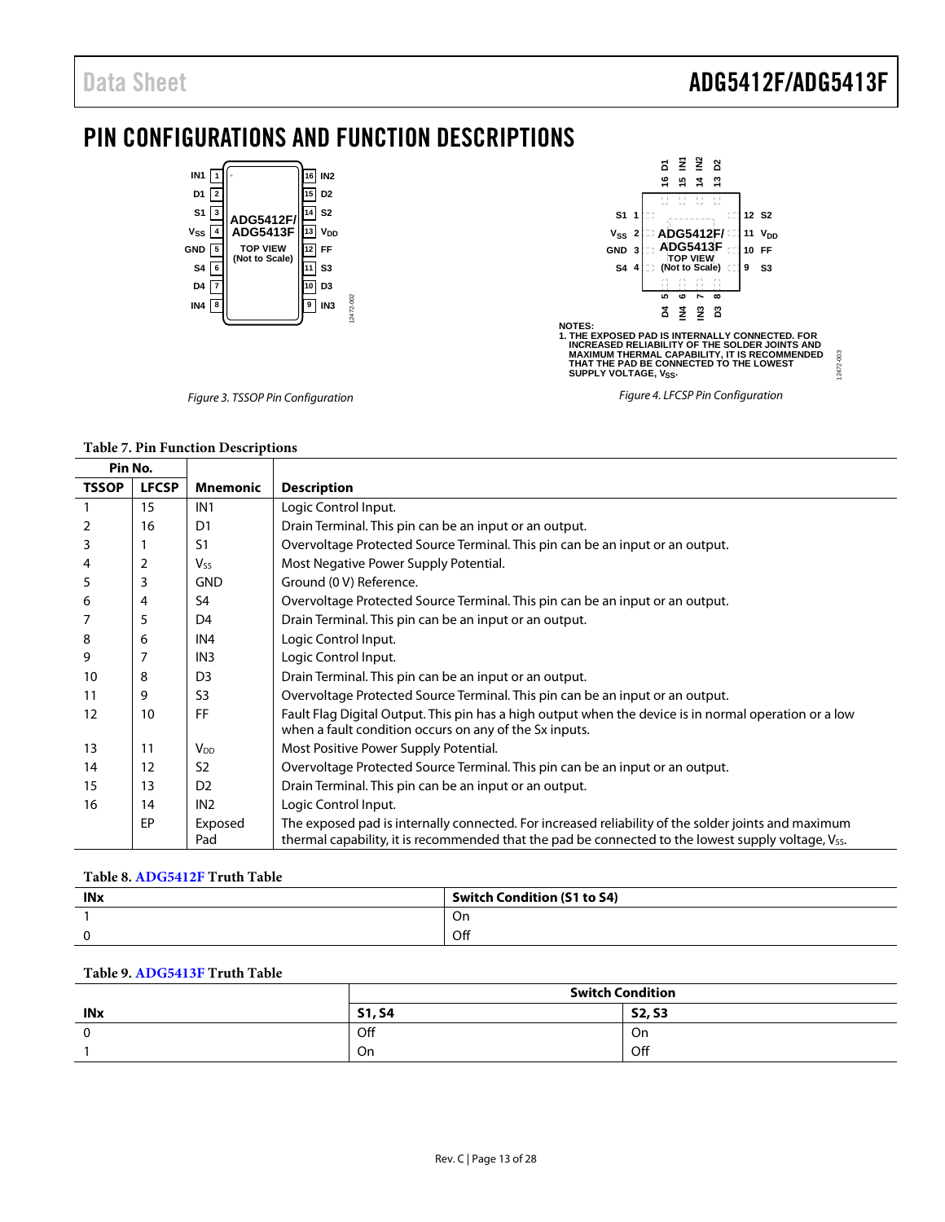## PIN CONFIGURATIONS AND FUNCTION DESCRIPTIONS

Figure 3. TSSOP Pin Configuration

NOTES:
1. THE EXPOSED PAD IS INTERNALLY CONNECTED. FOR INCREASED RELIABILITY OF THE SOLDER JOINTS AND MAXIMUM THERMAL CAPABILITY, IT IS RECOMMENDED THAT THE PAD BE CONNECTED TO THE LOWEST SUPPLY VOLTAGE, $V_{SS}$.

Figure 4. LFCSP Pin Configuration

**Table 7. Pin Function Descriptions**

| Pin No. | | | |
|---|---|---|---|
| TSSOP | LFCSP | Mnemonic | Description |
| 1 | 15 | IN1 | Logic Control Input. |
| 2 | 16 | D1 | Drain Terminal. This pin can be an input or an output. |
| 3 | 1 | S1 | Overvoltage Protected Source Terminal. This pin can be an input or an output. |
| 4 | 2 | $V_{SS}$ | Most Negative Power Supply Potential. |
| 5 | 3 | GND | Ground (0 V) Reference. |
| 6 | 4 | S4 | Overvoltage Protected Source Terminal. This pin can be an input or an output. |
| 7 | 5 | D4 | Drain Terminal. This pin can be an input or an output. |
| 8 | 6 | IN4 | Logic Control Input. |
| 9 | 7 | IN3 | Logic Control Input. |
| 10 | 8 | D3 | Drain Terminal. This pin can be an input or an output. |
| 11 | 9 | S3 | Overvoltage Protected Source Terminal. This pin can be an input or an output. |
| 12 | 10 | FF | Fault Flag Digital Output. This pin has a high output when the device is in normal operation or a low when a fault condition occurs on any of the Sx inputs. |
| 13 | 11 | $V_{DD}$ | Most Positive Power Supply Potential. |
| 14 | 12 | S2 | Overvoltage Protected Source Terminal. This pin can be an input or an output. |
| 15 | 13 | D2 | Drain Terminal. This pin can be an input or an output. |
| 16 | 14 | IN2 | Logic Control Input. |
| | EP | Exposed Pad | The exposed pad is internally connected. For increased reliability of the solder joints and maximum thermal capability, it is recommended that the pad be connected to the lowest supply voltage, $V_{SS}$. |

**Table 8. ADG5412F Truth Table**

| INx | Switch Condition (S1 to S4) |
|---|---|
| 1 | On |
| 0 | Off |

**Table 9. ADG5413F Truth Table**

| | Switch Condition | |
|---|---|---|
| INx | S1, S4 | S2, S3 |
| 0 | Off | On |
| 1 | On | Off |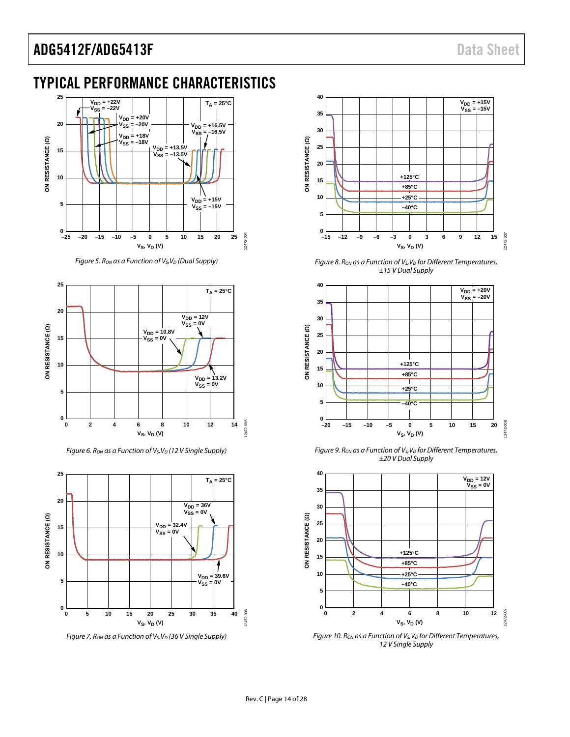## TYPICAL PERFORMANCE CHARACTERISTICS

Figure 5. $R_{ON}$ as a Function of $V_S$, $V_D$ (Dual Supply)

Figure 6. $R_{ON}$ as a Function of $V_S$, $V_D$ (12 V Single Supply)

Figure 7. $R_{ON}$ as a Function of $V_S$, $V_D$ (36 V Single Supply)

Figure 8. $R_{ON}$ as a Function of $V_S$, $V_D$ for Different Temperatures, ±15 V Dual Supply

Figure 9. $R_{ON}$ as a Function of $V_S$, $V_D$ for Different Temperatures, ±20 V Dual Supply

Figure 10. $R_{ON}$ as a Function of $V_S$, $V_D$ for Different Temperatures, 12 V Single Supply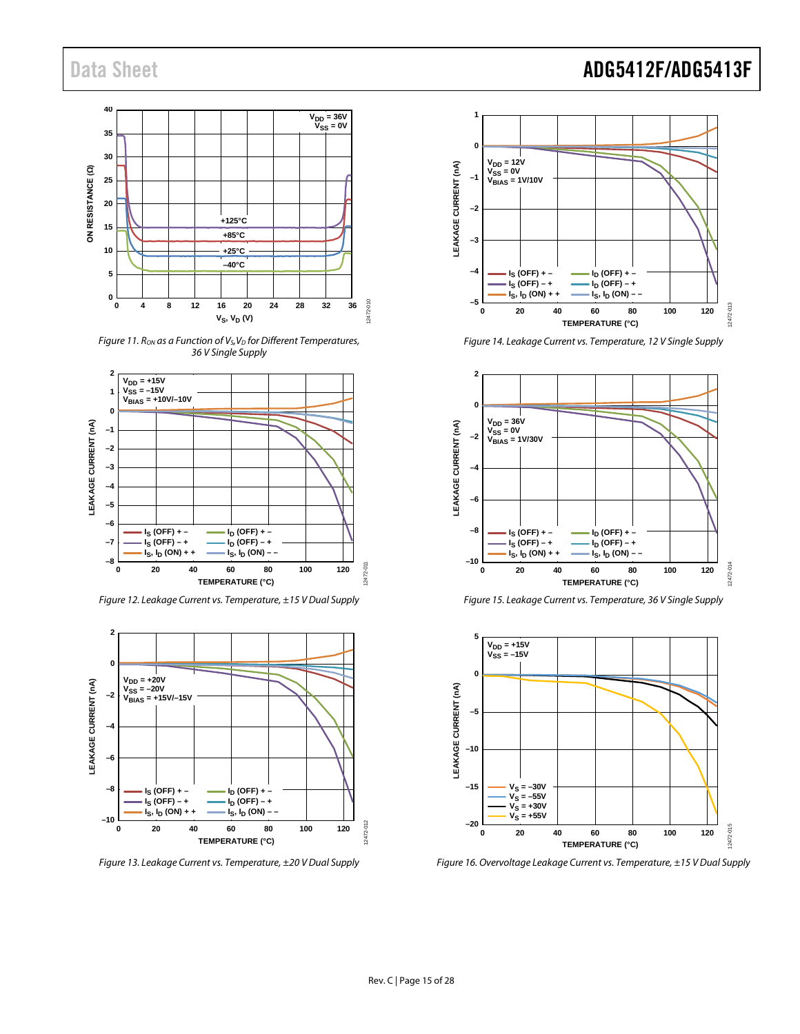Figure 11. $R_{ON}$ as a Function of $V_S$, $V_D$ for Different Temperatures, 36 V Single Supply

Figure 12. Leakage Current vs. Temperature, ±15 V Dual Supply

Figure 13. Leakage Current vs. Temperature, ±20 V Dual Supply

Figure 14. Leakage Current vs. Temperature, 12 V Single Supply

Figure 15. Leakage Current vs. Temperature, 36 V Single Supply

Figure 16. Overvoltage Leakage Current vs. Temperature, ±15 V Dual Supply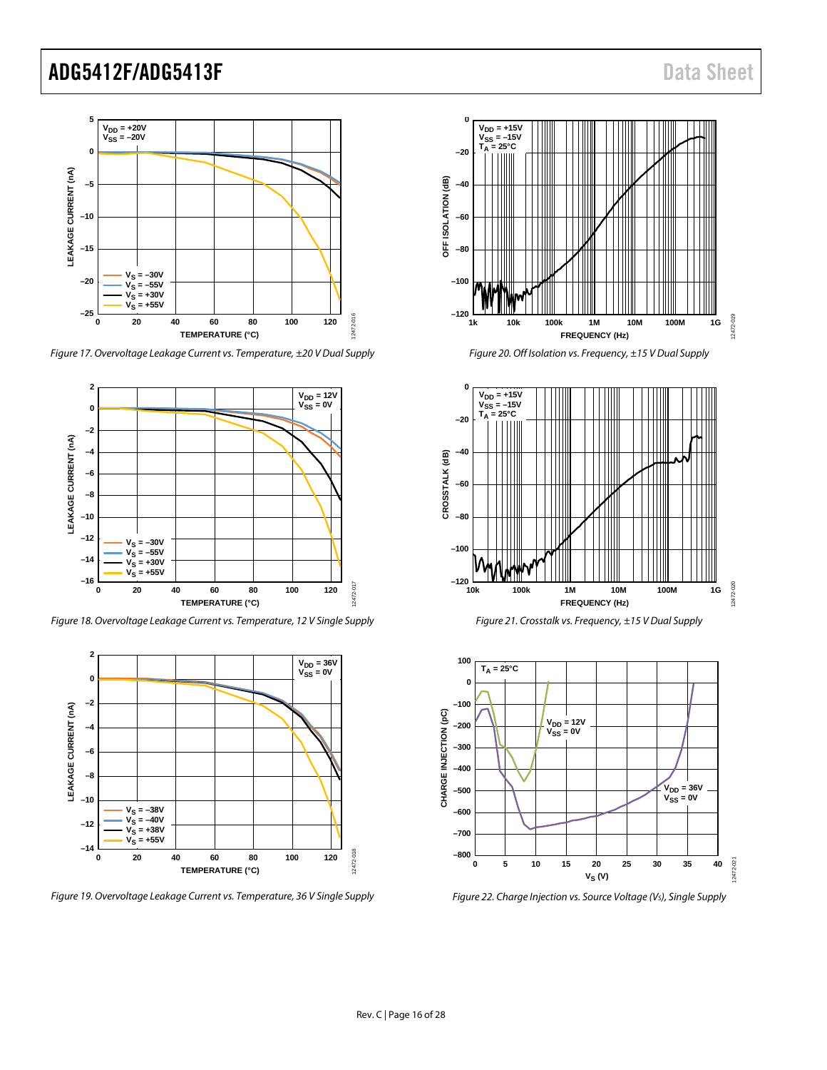Figure 17. Overvoltage Leakage Current vs. Temperature, ±20 V Dual Supply

Figure 18. Overvoltage Leakage Current vs. Temperature, 12 V Single Supply

Figure 19. Overvoltage Leakage Current vs. Temperature, 36 V Single Supply

Figure 20. Off Isolation vs. Frequency, ±15 V Dual Supply

Figure 21. Crosstalk vs. Frequency, ±15 V Dual Supply

Figure 22. Charge Injection vs. Source Voltage ($V_S$), Single Supply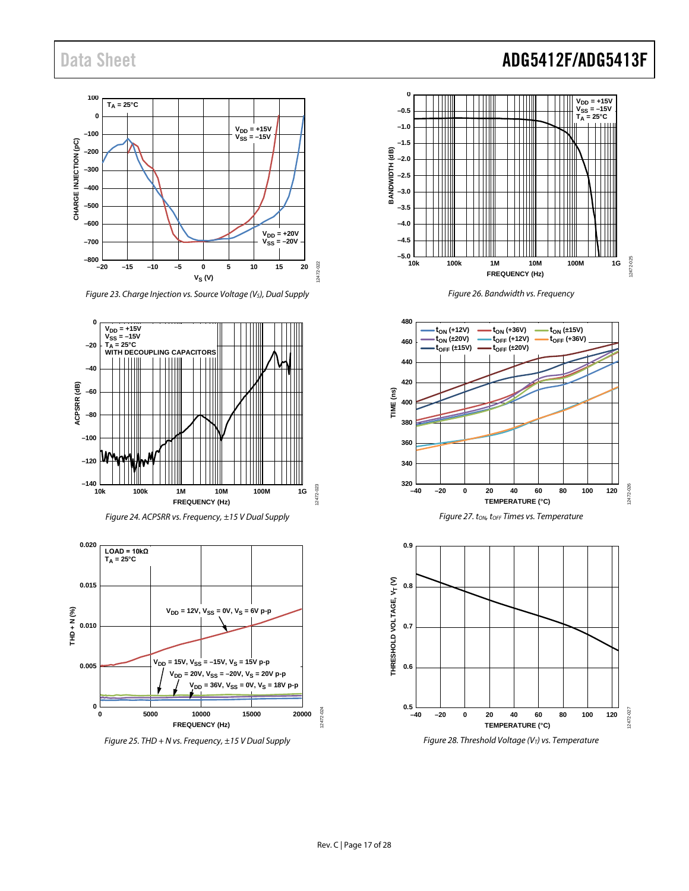Figure 23. Charge Injection vs. Source Voltage ($V_S$), Dual Supply

Figure 24. ACPSRR vs. Frequency, ±15 V Dual Supply

Figure 25. THD + N vs. Frequency, ±15 V Dual Supply

Figure 26. Bandwidth vs. Frequency

Figure 27. $t_{ON}$, $t_{OFF}$ Times vs. Temperature

Figure 28. Threshold Voltage ($V_T$) vs. Temperature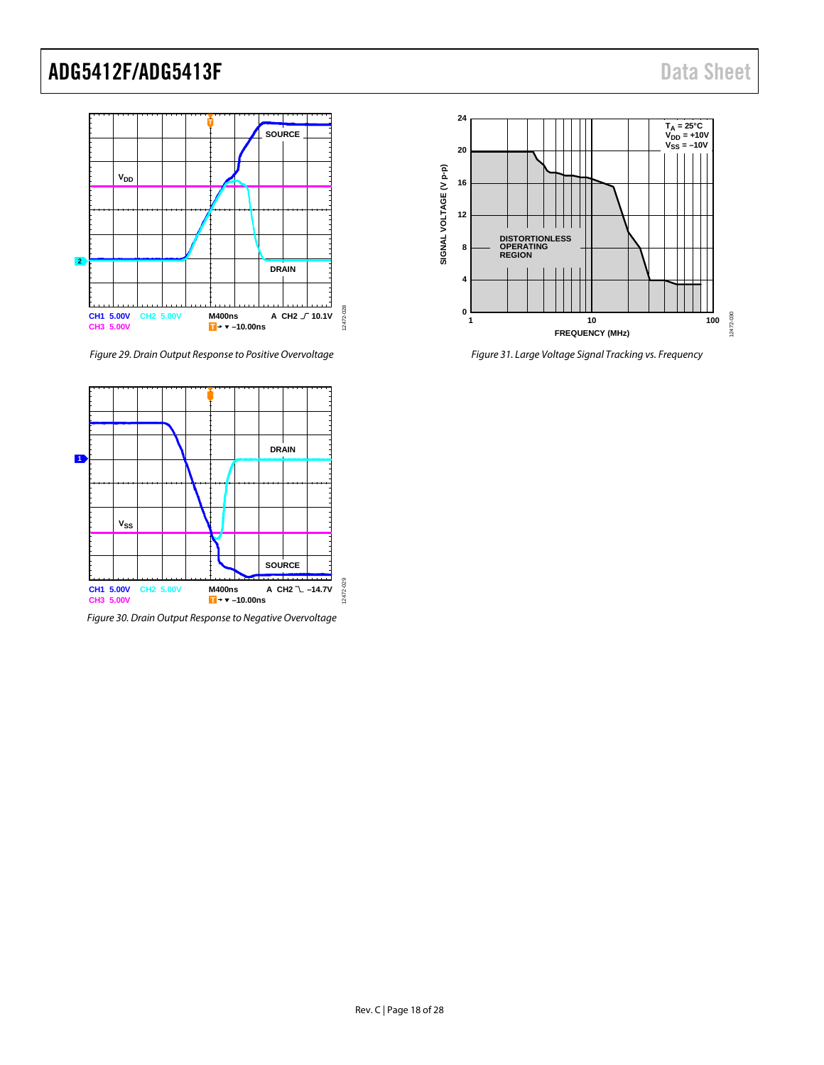Figure 29. Drain Output Response to Positive Overvoltage

Figure 30. Drain Output Response to Negative Overvoltage

Figure 31. Large Voltage Signal Tracking vs. Frequency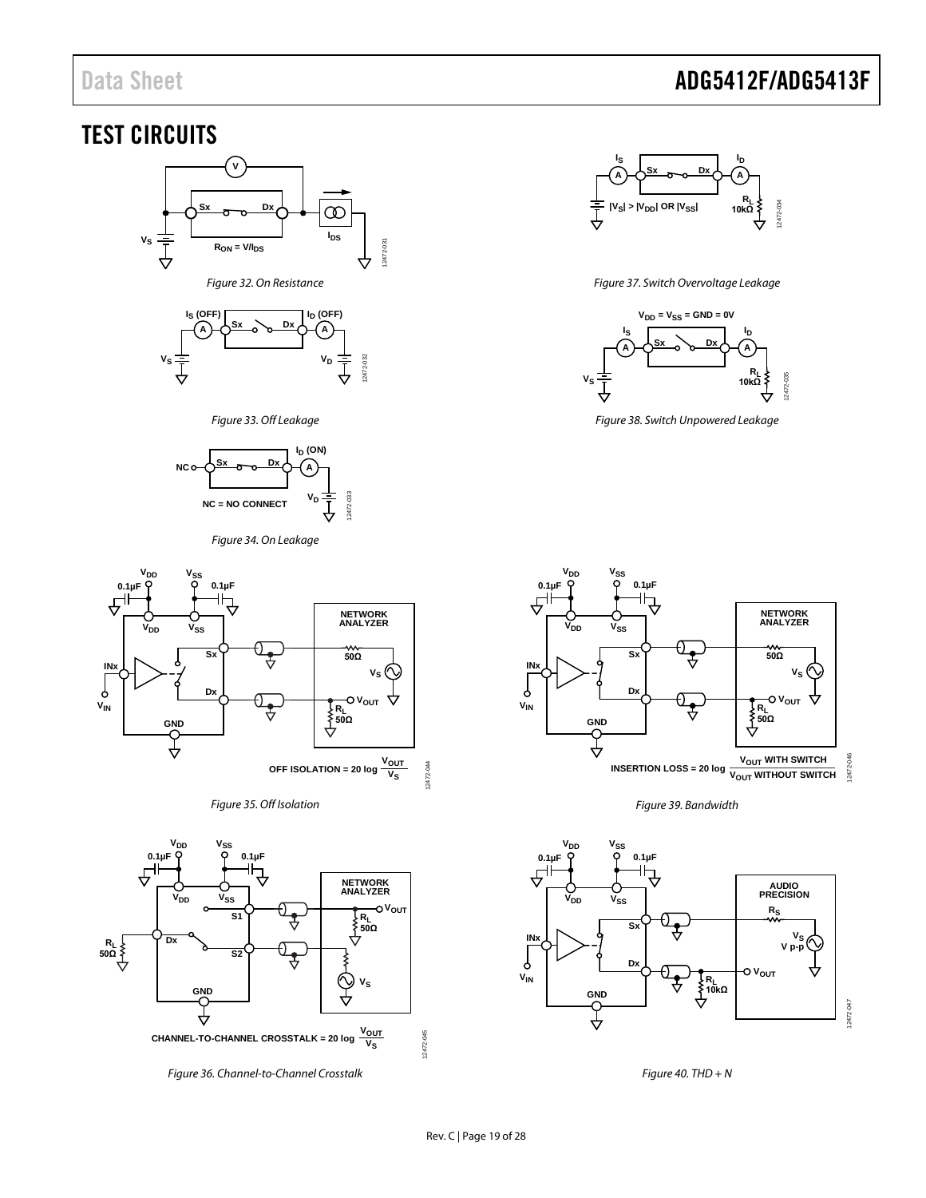# TEST CIRCUITS

Figure 32. On Resistance

Figure 33. Off Leakage

Figure 34. On Leakage

Figure 35. Off Isolation

Figure 36. Channel-to-Channel Crosstalk

Figure 37. Switch Overvoltage Leakage

Figure 38. Switch Unpowered Leakage

Figure 39. Bandwidth

Figure 40. THD + N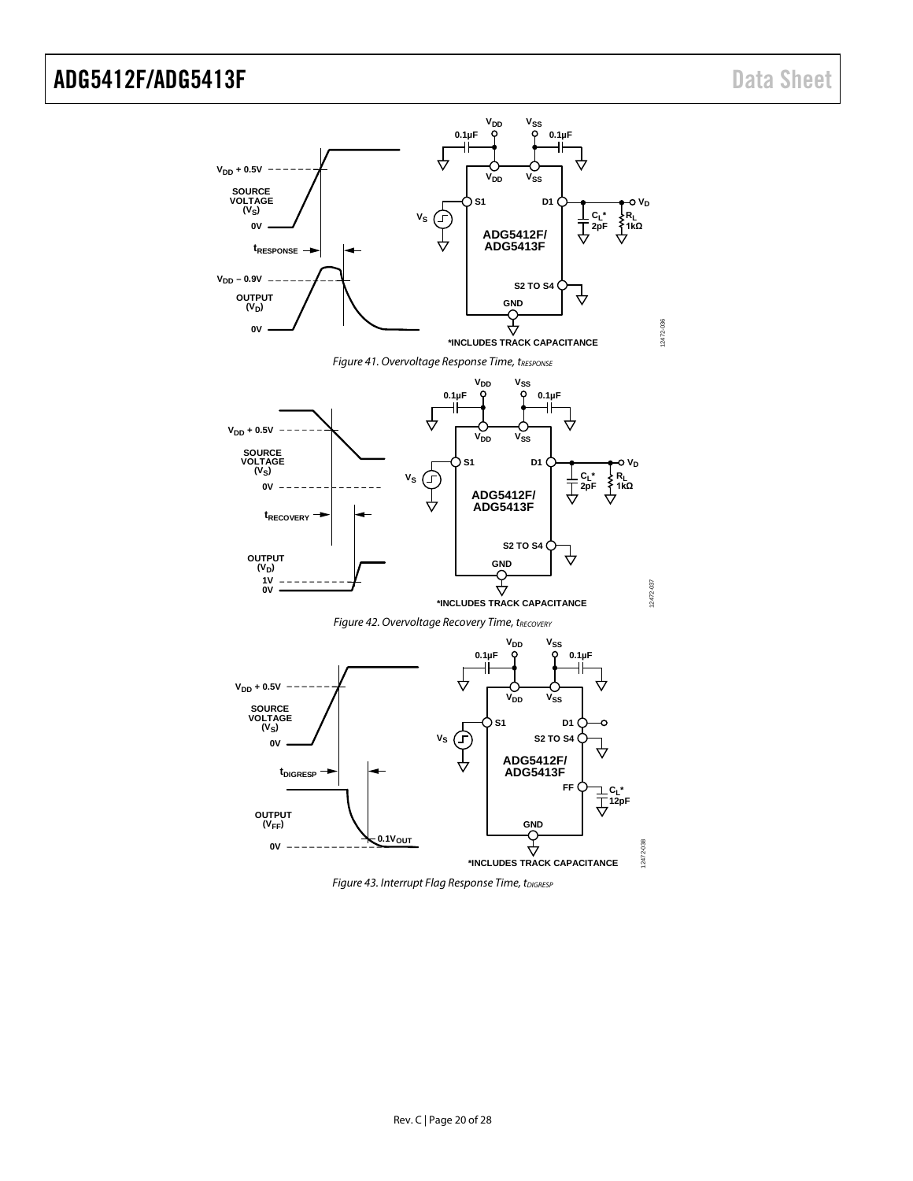Figure 41. Overvoltage Response Time, $t_{RESPONSE}$

Figure 42. Overvoltage Recovery Time, $t_{RECOVERY}$

Figure 43. Interrupt Flag Response Time, $t_{DIGRESP}$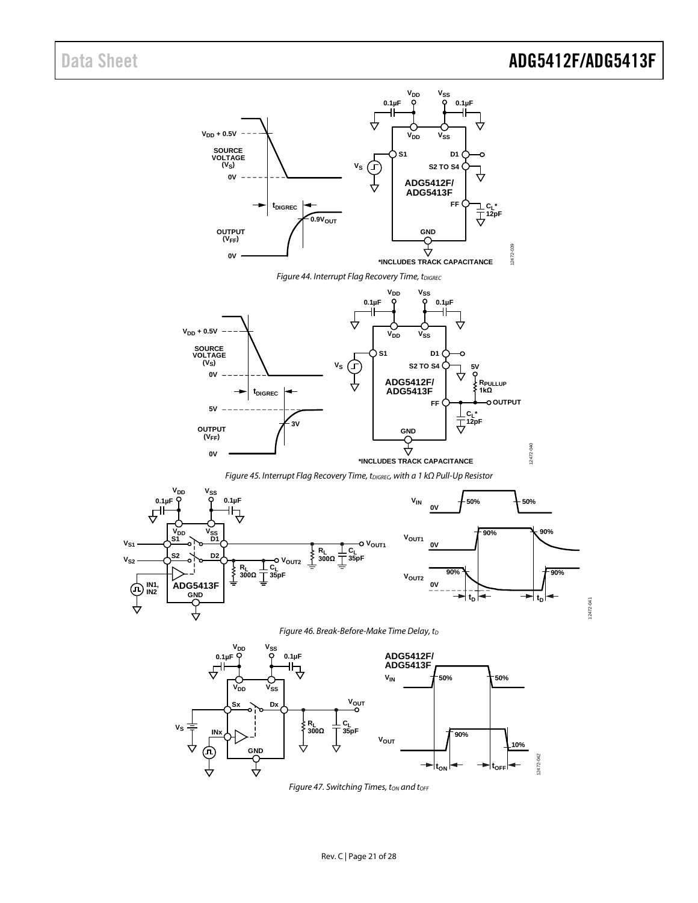Figure 44. Interrupt Flag Recovery Time, $t_{DIGREC}$

Figure 45. Interrupt Flag Recovery Time, $t_{DIGREC}$, with a 1 kΩ Pull-Up Resistor

Figure 46. Break-Before-Make Time Delay, $t_D$

Figure 47. Switching Times, $t_{ON}$ and $t_{OFF}$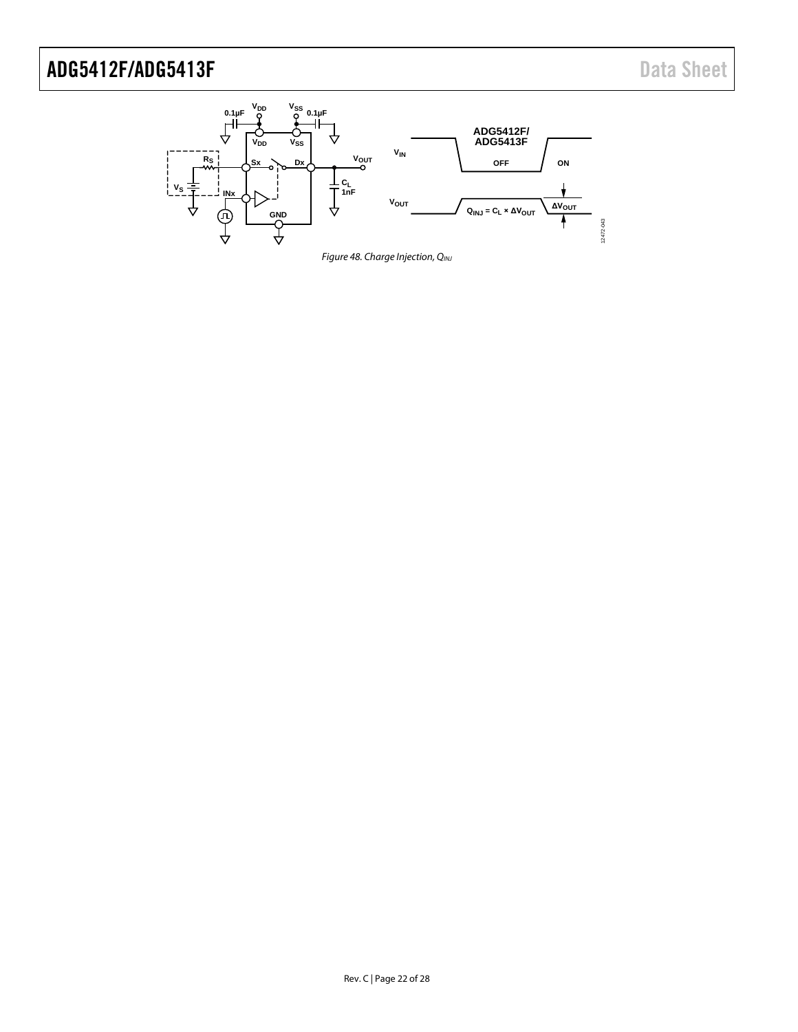Figure 48. Charge Injection, $Q_{INJ}$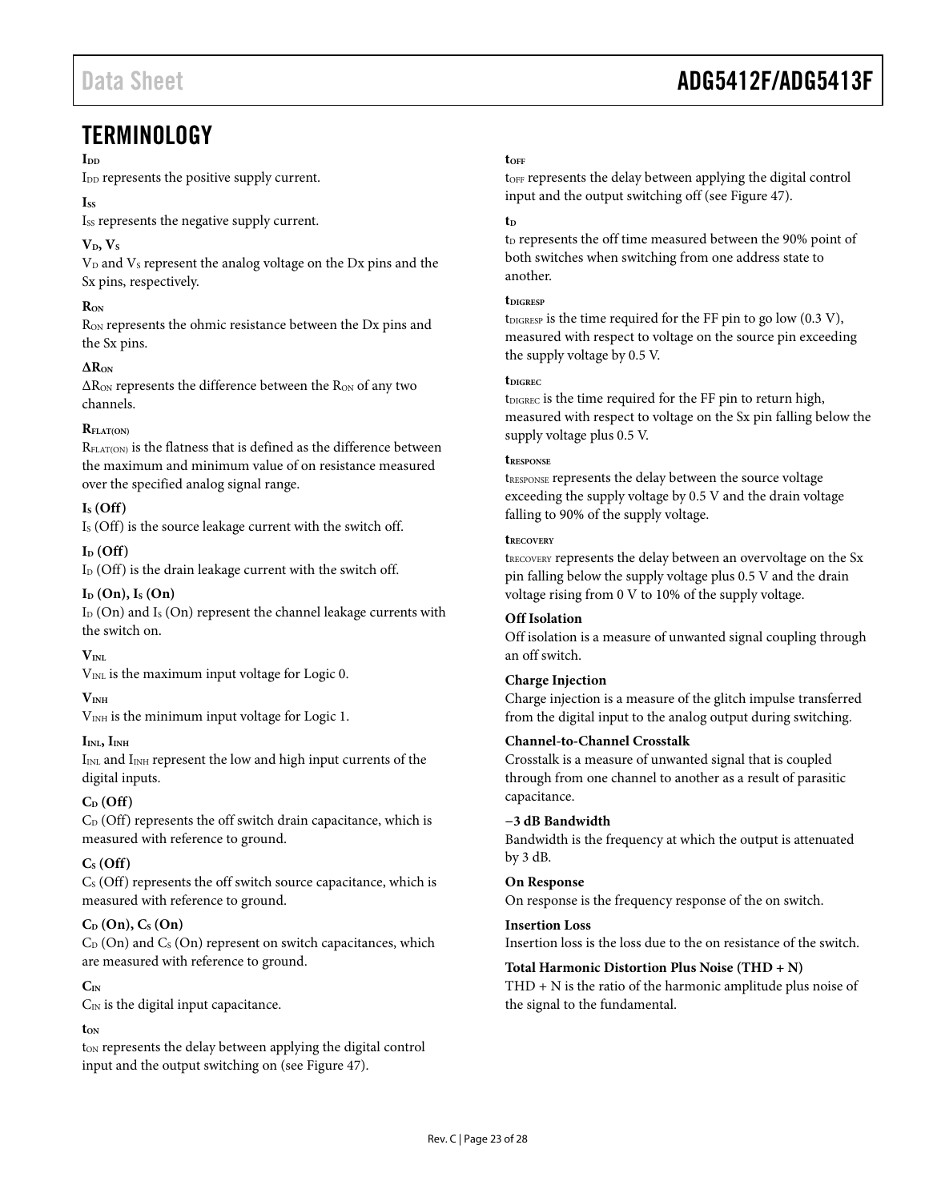# TERMINOLOGY

**$I_{DD}$**

$I_{DD}$ represents the positive supply current.

**$I_{SS}$**

$I_{SS}$ represents the negative supply current.

**$V_D$, $V_S$**

$V_D$ and $V_S$ represent the analog voltage on the Dx pins and the Sx pins, respectively.

**$R_{ON}$**

$R_{ON}$ represents the ohmic resistance between the Dx pins and the Sx pins.

**$\Delta R_{ON}$**

$\Delta R_{ON}$ represents the difference between the $R_{ON}$ of any two channels.

**$R_{FLAT(ON)}$**

$R_{FLAT(ON)}$ is the flatness that is defined as the difference between the maximum and minimum value of on resistance measured over the specified analog signal range.

**$I_S$ (Off)**

$I_S$ (Off) is the source leakage current with the switch off.

**$I_D$ (Off)**

$I_D$ (Off) is the drain leakage current with the switch off.

**$I_D$ (On), $I_S$ (On)**

$I_D$ (On) and $I_S$ (On) represent the channel leakage currents with the switch on.

**$V_{INL}$**

$V_{INL}$ is the maximum input voltage for Logic 0.

**$V_{INH}$**

$V_{INH}$ is the minimum input voltage for Logic 1.

**$I_{INL}$, $I_{INH}$**

$I_{INL}$ and $I_{INH}$ represent the low and high input currents of the digital inputs.

**$C_D$ (Off)**

$C_D$ (Off) represents the off switch drain capacitance, which is measured with reference to ground.

**$C_S$ (Off)**

$C_S$ (Off) represents the off switch source capacitance, which is measured with reference to ground.

**$C_D$ (On), $C_S$ (On)**

$C_D$ (On) and $C_S$ (On) represent on switch capacitances, which are measured with reference to ground.

**$C_{IN}$**

$C_{IN}$ is the digital input capacitance.

**$t_{ON}$**

$t_{ON}$ represents the delay between applying the digital control input and the output switching on (see Figure 47).

**$t_{OFF}$**

$t_{OFF}$ represents the delay between applying the digital control input and the output switching off (see Figure 47).

**$t_D$**

$t_D$ represents the off time measured between the 90% point of both switches when switching from one address state to another.

**$t_{DIGRESP}$**

$t_{DIGRESP}$ is the time required for the FF pin to go low (0.3 V), measured with respect to voltage on the source pin exceeding the supply voltage by 0.5 V.

**$t_{DIGREC}$**

$t_{DIGREC}$ is the time required for the FF pin to return high, measured with respect to voltage on the Sx pin falling below the supply voltage plus 0.5 V.

**$t_{RESPONSE}$**

$t_{RESPONSE}$ represents the delay between the source voltage exceeding the supply voltage by 0.5 V and the drain voltage falling to 90% of the supply voltage.

**$t_{RECOVERY}$**

$t_{RECOVERY}$ represents the delay between an overvoltage on the Sx pin falling below the supply voltage plus 0.5 V and the drain voltage rising from 0 V to 10% of the supply voltage.

**Off Isolation**

Off isolation is a measure of unwanted signal coupling through an off switch.

**Charge Injection**

Charge injection is a measure of the glitch impulse transferred from the digital input to the analog output during switching.

**Channel-to-Channel Crosstalk**

Crosstalk is a measure of unwanted signal that is coupled through from one channel to another as a result of parasitic capacitance.

**−3 dB Bandwidth**

Bandwidth is the frequency at which the output is attenuated by 3 dB.

**On Response**

On response is the frequency response of the on switch.

**Insertion Loss**

Insertion loss is the loss due to the on resistance of the switch.

**Total Harmonic Distortion Plus Noise (THD + N)**

THD + N is the ratio of the harmonic amplitude plus noise of the signal to the fundamental.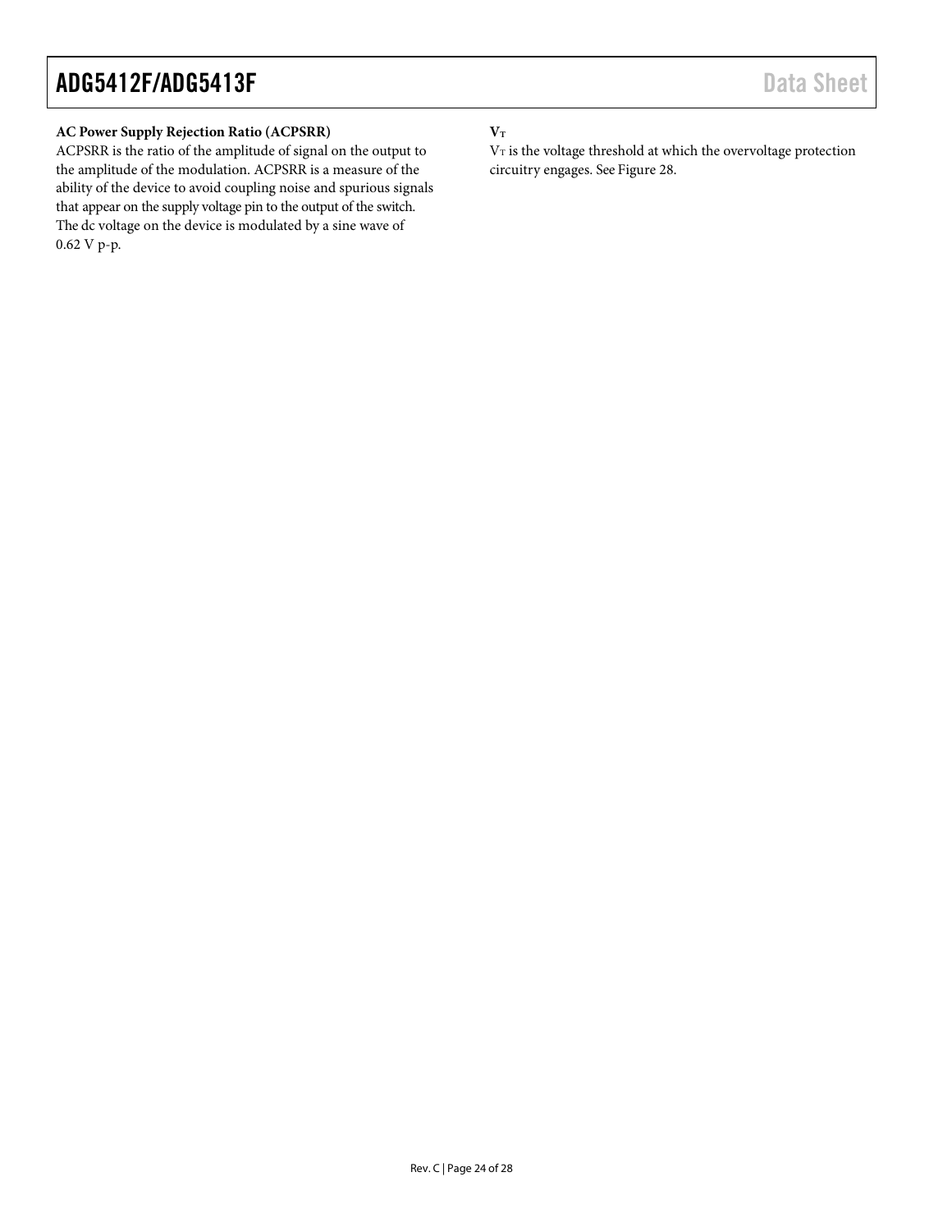**AC Power Supply Rejection Ratio (ACPSRR)**

ACPSRR is the ratio of the amplitude of signal on the output to the amplitude of the modulation. ACPSRR is a measure of the ability of the device to avoid coupling noise and spurious signals that appear on the supply voltage pin to the output of the switch. The dc voltage on the device is modulated by a sine wave of 0.62 V p-p.

**$V_T$**

$V_T$ is the voltage threshold at which the overvoltage protection circuitry engages. See Figure 28.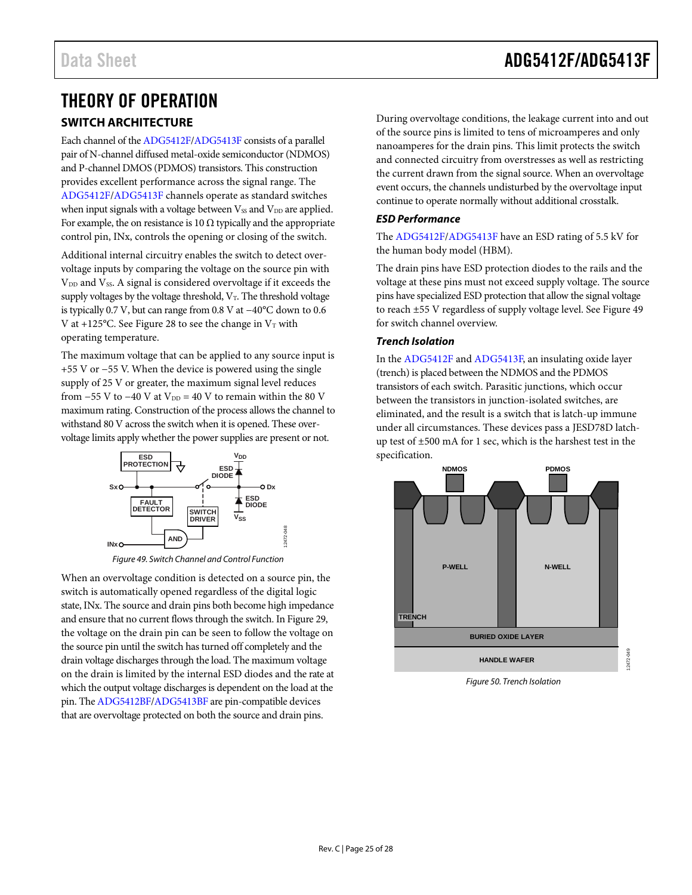# THEORY OF OPERATION

## SWITCH ARCHITECTURE

Each channel of the ADG5412F/ADG5413F consists of a parallel pair of N-channel diffused metal-oxide semiconductor (NDMOS) and P-channel DMOS (PDMOS) transistors. This construction provides excellent performance across the signal range. The ADG5412F/ADG5413F channels operate as standard switches when input signals with a voltage between $V_{SS}$ and $V_{DD}$ are applied. For example, the on resistance is 10 Ω typically and the appropriate control pin, INx, controls the opening or closing of the switch.

Additional internal circuitry enables the switch to detect overvoltage inputs by comparing the voltage on the source pin with $V_{DD}$ and $V_{SS}$. A signal is considered overvoltage if it exceeds the supply voltages by the voltage threshold, $V_T$. The threshold voltage is typically 0.7 V, but can range from 0.8 V at −40°C down to 0.6 V at +125°C. See Figure 28 to see the change in $V_T$ with operating temperature.

The maximum voltage that can be applied to any source input is +55 V or −55 V. When the device is powered using the single supply of 25 V or greater, the maximum signal level reduces from −55 V to −40 V at $V_{DD}$ = 40 V to remain within the 80 V maximum rating. Construction of the process allows the channel to withstand 80 V across the switch when it is opened. These overvoltage limits apply whether the power supplies are present or not.

Figure 49. Switch Channel and Control Function

When an overvoltage condition is detected on a source pin, the switch is automatically opened regardless of the digital logic state, INx. The source and drain pins both become high impedance and ensure that no current flows through the switch. In Figure 29, the voltage on the drain pin can be seen to follow the voltage on the source pin until the switch has turned off completely and the drain voltage discharges through the load. The maximum voltage on the drain is limited by the internal ESD diodes and the rate at which the output voltage discharges is dependent on the load at the pin. The ADG5412BF/ADG5413BF are pin-compatible devices that are overvoltage protected on both the source and drain pins.

During overvoltage conditions, the leakage current into and out of the source pins is limited to tens of microamperes and only nanoamperes for the drain pins. This limit protects the switch and connected circuitry from overstresses as well as restricting the current drawn from the signal source. When an overvoltage event occurs, the channels undisturbed by the overvoltage input continue to operate normally without additional crosstalk.

### *ESD Performance*

The ADG5412F/ADG5413F have an ESD rating of 5.5 kV for the human body model (HBM).

The drain pins have ESD protection diodes to the rails and the voltage at these pins must not exceed supply voltage. The source pins have specialized ESD protection that allow the signal voltage to reach ±55 V regardless of supply voltage level. See Figure 49 for switch channel overview.

### *Trench Isolation*

In the ADG5412F and ADG5413F, an insulating oxide layer (trench) is placed between the NDMOS and the PDMOS transistors of each switch. Parasitic junctions, which occur between the transistors in junction-isolated switches, are eliminated, and the result is a switch that is latch-up immune under all circumstances. These devices pass a JESD78D latch-up test of ±500 mA for 1 sec, which is the harshest test in the specification.

Figure 50. Trench Isolation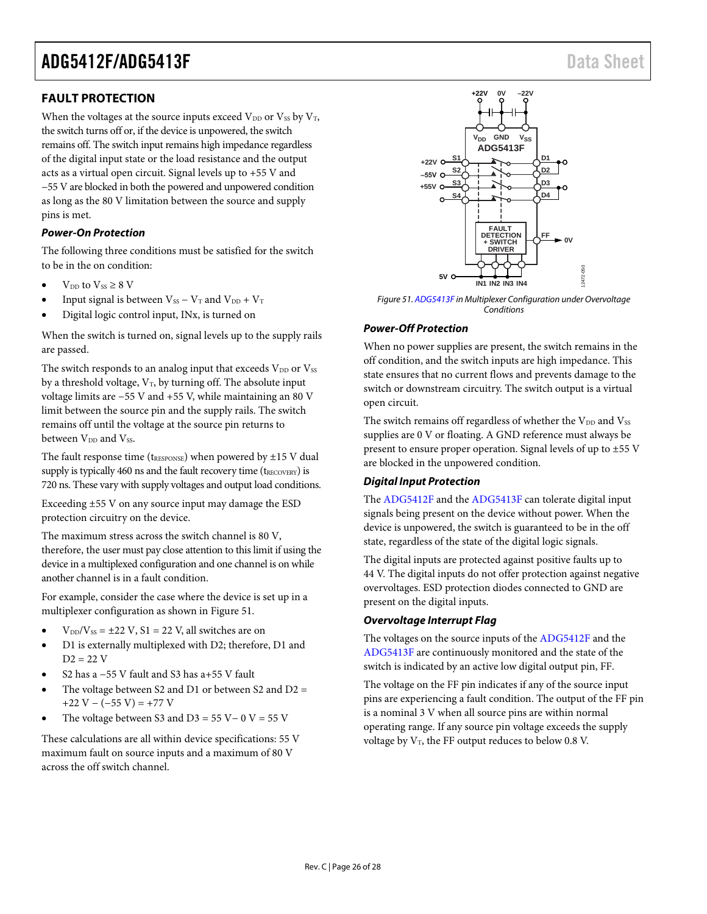## FAULT PROTECTION

When the voltages at the source inputs exceed $V_{DD}$ or $V_{SS}$ by $V_T$, the switch turns off or, if the device is unpowered, the switch remains off. The switch input remains high impedance regardless of the digital input state or the load resistance and the output acts as a virtual open circuit. Signal levels up to +55 V and −55 V are blocked in both the powered and unpowered condition as long as the 80 V limitation between the source and supply pins is met.

### *Power-On Protection*

The following three conditions must be satisfied for the switch to be in the on condition:

- $V_{DD}$ to $V_{SS} \geq 8$ V
- Input signal is between $V_{SS} - V_T$ and $V_{DD} + V_T$
- Digital logic control input, INx, is turned on

When the switch is turned on, signal levels up to the supply rails are passed.

The switch responds to an analog input that exceeds $V_{DD}$ or $V_{SS}$ by a threshold voltage, $V_T$, by turning off. The absolute input voltage limits are −55 V and +55 V, while maintaining an 80 V limit between the source pin and the supply rails. The switch remains off until the voltage at the source pin returns to between $V_{DD}$ and $V_{SS}$.

The fault response time ($t_{RESPONSE}$) when powered by ±15 V dual supply is typically 460 ns and the fault recovery time ($t_{RECOVERY}$) is 720 ns. These vary with supply voltages and output load conditions.

Exceeding ±55 V on any source input may damage the ESD protection circuitry on the device.

The maximum stress across the switch channel is 80 V, therefore, the user must pay close attention to this limit if using the device in a multiplexed configuration and one channel is on while another channel is in a fault condition.

For example, consider the case where the device is set up in a multiplexer configuration as shown in Figure 51.

- $V_{DD}/V_{SS}$ = ±22 V, S1 = 22 V, all switches are on
- D1 is externally multiplexed with D2; therefore, D1 and D2 = 22 V
- S2 has a −55 V fault and S3 has a+55 V fault
- The voltage between S2 and D1 or between S2 and D2 = +22 V − (−55 V) = +77 V
- The voltage between S3 and D3 = 55 V− 0 V = 55 V

These calculations are all within device specifications: 55 V maximum fault on source inputs and a maximum of 80 V across the off switch channel.

*Figure 51. ADG5413F in Multiplexer Configuration under Overvoltage Conditions*

### *Power-Off Protection*

When no power supplies are present, the switch remains in the off condition, and the switch inputs are high impedance. This state ensures that no current flows and prevents damage to the switch or downstream circuitry. The switch output is a virtual open circuit.

The switch remains off regardless of whether the $V_{DD}$ and $V_{SS}$ supplies are 0 V or floating. A GND reference must always be present to ensure proper operation. Signal levels of up to ±55 V are blocked in the unpowered condition.

### *Digital Input Protection*

The ADG5412F and the ADG5413F can tolerate digital input signals being present on the device without power. When the device is unpowered, the switch is guaranteed to be in the off state, regardless of the state of the digital logic signals.

The digital inputs are protected against positive faults up to 44 V. The digital inputs do not offer protection against negative overvoltages. ESD protection diodes connected to GND are present on the digital inputs.

### *Overvoltage Interrupt Flag*

The voltages on the source inputs of the ADG5412F and the ADG5413F are continuously monitored and the state of the switch is indicated by an active low digital output pin, FF.

The voltage on the FF pin indicates if any of the source input pins are experiencing a fault condition. The output of the FF pin is a nominal 3 V when all source pins are within normal operating range. If any source pin voltage exceeds the supply voltage by $V_T$, the FF output reduces to below 0.8 V.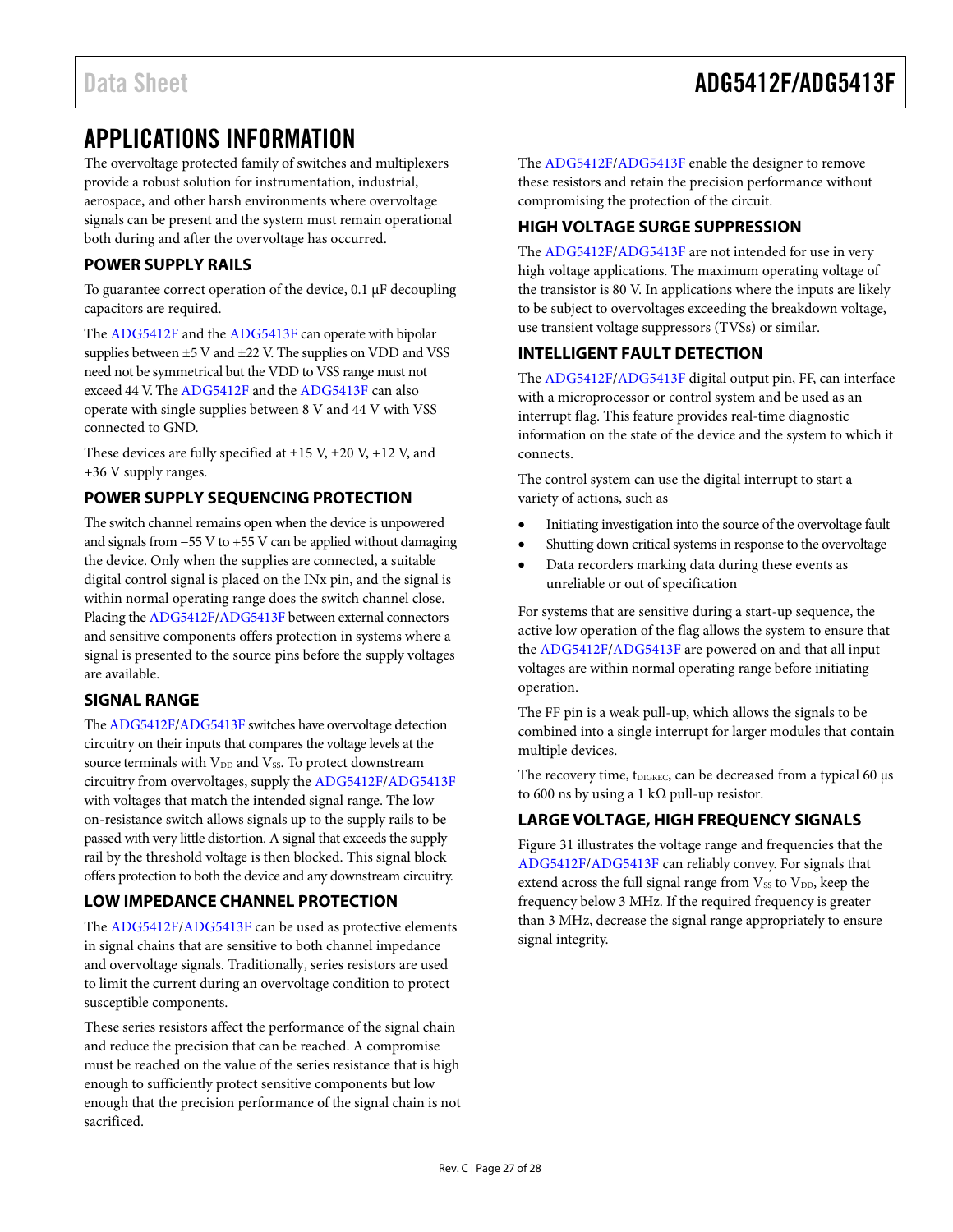# APPLICATIONS INFORMATION

The overvoltage protected family of switches and multiplexers provide a robust solution for instrumentation, industrial, aerospace, and other harsh environments where overvoltage signals can be present and the system must remain operational both during and after the overvoltage has occurred.

## POWER SUPPLY RAILS

To guarantee correct operation of the device, 0.1 µF decoupling capacitors are required.

The ADG5412F and the ADG5413F can operate with bipolar supplies between ±5 V and ±22 V. The supplies on VDD and VSS need not be symmetrical but the VDD to VSS range must not exceed 44 V. The ADG5412F and the ADG5413F can also operate with single supplies between 8 V and 44 V with VSS connected to GND.

These devices are fully specified at ±15 V, ±20 V, +12 V, and +36 V supply ranges.

## POWER SUPPLY SEQUENCING PROTECTION

The switch channel remains open when the device is unpowered and signals from −55 V to +55 V can be applied without damaging the device. Only when the supplies are connected, a suitable digital control signal is placed on the INx pin, and the signal is within normal operating range does the switch channel close. Placing the ADG5412F/ADG5413F between external connectors and sensitive components offers protection in systems where a signal is presented to the source pins before the supply voltages are available.

## SIGNAL RANGE

The ADG5412F/ADG5413F switches have overvoltage detection circuitry on their inputs that compares the voltage levels at the source terminals with $V_{DD}$ and $V_{SS}$. To protect downstream circuitry from overvoltages, supply the ADG5412F/ADG5413F with voltages that match the intended signal range. The low on-resistance switch allows signals up to the supply rails to be passed with very little distortion. A signal that exceeds the supply rail by the threshold voltage is then blocked. This signal block offers protection to both the device and any downstream circuitry.

## LOW IMPEDANCE CHANNEL PROTECTION

The ADG5412F/ADG5413F can be used as protective elements in signal chains that are sensitive to both channel impedance and overvoltage signals. Traditionally, series resistors are used to limit the current during an overvoltage condition to protect susceptible components.

These series resistors affect the performance of the signal chain and reduce the precision that can be reached. A compromise must be reached on the value of the series resistance that is high enough to sufficiently protect sensitive components but low enough that the precision performance of the signal chain is not sacrificed.

The ADG5412F/ADG5413F enable the designer to remove these resistors and retain the precision performance without compromising the protection of the circuit.

## HIGH VOLTAGE SURGE SUPPRESSION

The ADG5412F/ADG5413F are not intended for use in very high voltage applications. The maximum operating voltage of the transistor is 80 V. In applications where the inputs are likely to be subject to overvoltages exceeding the breakdown voltage, use transient voltage suppressors (TVSs) or similar.

## INTELLIGENT FAULT DETECTION

The ADG5412F/ADG5413F digital output pin, FF, can interface with a microprocessor or control system and be used as an interrupt flag. This feature provides real-time diagnostic information on the state of the device and the system to which it connects.

The control system can use the digital interrupt to start a variety of actions, such as

- Initiating investigation into the source of the overvoltage fault
- Shutting down critical systems in response to the overvoltage
- Data recorders marking data during these events as unreliable or out of specification

For systems that are sensitive during a start-up sequence, the active low operation of the flag allows the system to ensure that the ADG5412F/ADG5413F are powered on and that all input voltages are within normal operating range before initiating operation.

The FF pin is a weak pull-up, which allows the signals to be combined into a single interrupt for larger modules that contain multiple devices.

The recovery time, $t_{DIGREC}$, can be decreased from a typical 60 µs to 600 ns by using a 1 kΩ pull-up resistor.

## LARGE VOLTAGE, HIGH FREQUENCY SIGNALS

Figure 31 illustrates the voltage range and frequencies that the ADG5412F/ADG5413F can reliably convey. For signals that extend across the full signal range from $V_{SS}$ to $V_{DD}$, keep the frequency below 3 MHz. If the required frequency is greater than 3 MHz, decrease the signal range appropriately to ensure signal integrity.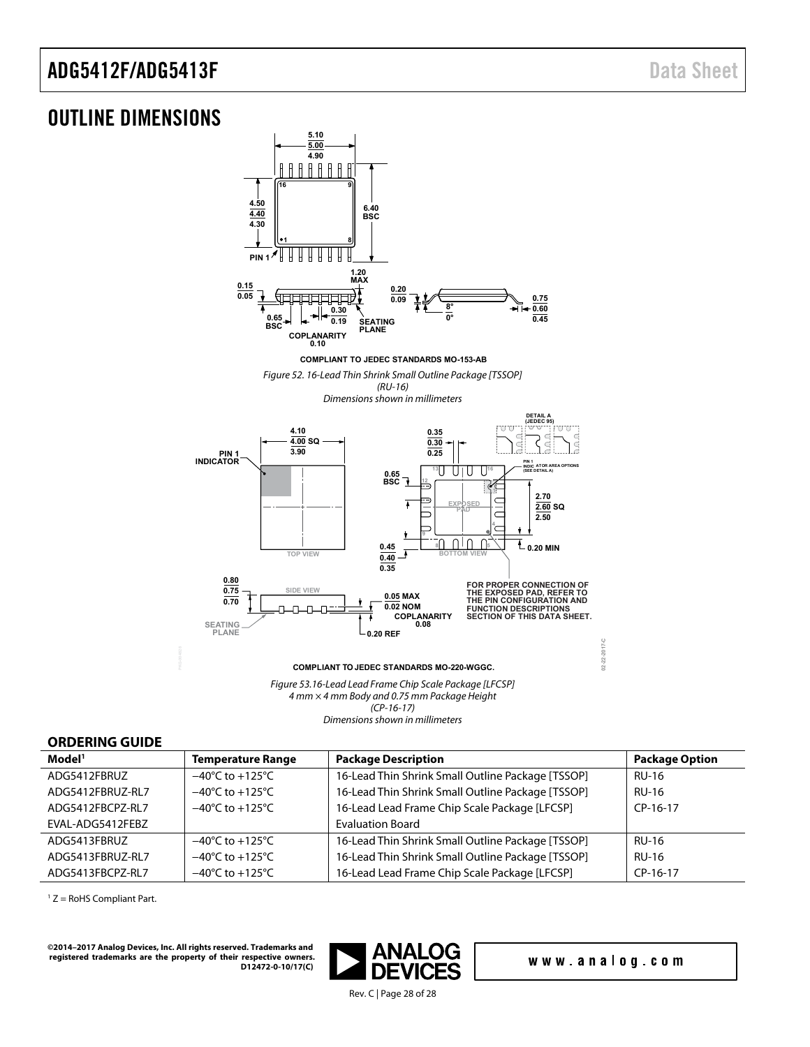# OUTLINE DIMENSIONS

5.10
5.00
4.90

16
9

4.50
4.40
4.30

6.40
BSC

1
8

PIN 1

1.20
MAX

0.15
0.05

0.30
0.19

0.65
BSC

SEATING
PLANE

COPLANARITY
0.10

0.20
0.09

8°
0°

0.75
0.60
0.45

COMPLIANT TO JEDEC STANDARDS MO-153-AB

*Figure 52. 16-Lead Thin Shrink Small Outline Package [TSSOP]*
*(RU-16)*
*Dimensions shown in millimeters*

4.10
4.00 SQ
3.90

PIN 1
INDICATOR

TOP VIEW

0.35
0.30
0.25

0.65
BSC

13
16
12
1

EXPOSED
PAD

9
4
8
5

BOTTOM VIEW

DETAIL A
(JEDEC 95)

PIN 1
INDICATOR AREA OPTIONS
(SEE DETAIL A)

2.70
2.60 SQ
2.50

0.45
0.40
0.35

0.20 MIN

0.80
0.75
0.70

SIDE VIEW

SEATING
PLANE

0.05 MAX
0.02 NOM

COPLANARITY
0.08

0.20 REF

FOR PROPER CONNECTION OF THE EXPOSED PAD, REFER TO THE PIN CONFIGURATION AND FUNCTION DESCRIPTIONS SECTION OF THIS DATA SHEET.

COMPLIANT TO JEDEC STANDARDS MO-220-WGGC.

02-22-2017-C

*Figure 53.16-Lead Lead Frame Chip Scale Package [LFCSP]*
*4 mm × 4 mm Body and 0.75 mm Package Height*
*(CP-16-17)*
*Dimensions shown in millimeters*

## ORDERING GUIDE

| Model[1] | Temperature Range | Package Description | Package Option |
|---|---|---|---|
| ADG5412FBRUZ | −40°C to +125°C | 16-Lead Thin Shrink Small Outline Package [TSSOP] | RU-16 |
| ADG5412FBRUZ-RL7 | −40°C to +125°C | 16-Lead Thin Shrink Small Outline Package [TSSOP] | RU-16 |
| ADG5412FBCPZ-RL7 | −40°C to +125°C | 16-Lead Lead Frame Chip Scale Package [LFCSP] | CP-16-17 |
| EVAL-ADG5412FEBZ | | Evaluation Board | |
| ADG5413FBRUZ | −40°C to +125°C | 16-Lead Thin Shrink Small Outline Package [TSSOP] | RU-16 |
| ADG5413FBRUZ-RL7 | −40°C to +125°C | 16-Lead Thin Shrink Small Outline Package [TSSOP] | RU-16 |
| ADG5413FBCPZ-RL7 | −40°C to +125°C | 16-Lead Lead Frame Chip Scale Package [LFCSP] | CP-16-17 |

[1] Z = RoHS Compliant Part.

©2014–2017 Analog Devices, Inc. All rights reserved. Trademarks and registered trademarks are the property of their respective owners.
D12472-0-10/17(C)

www.analog.com